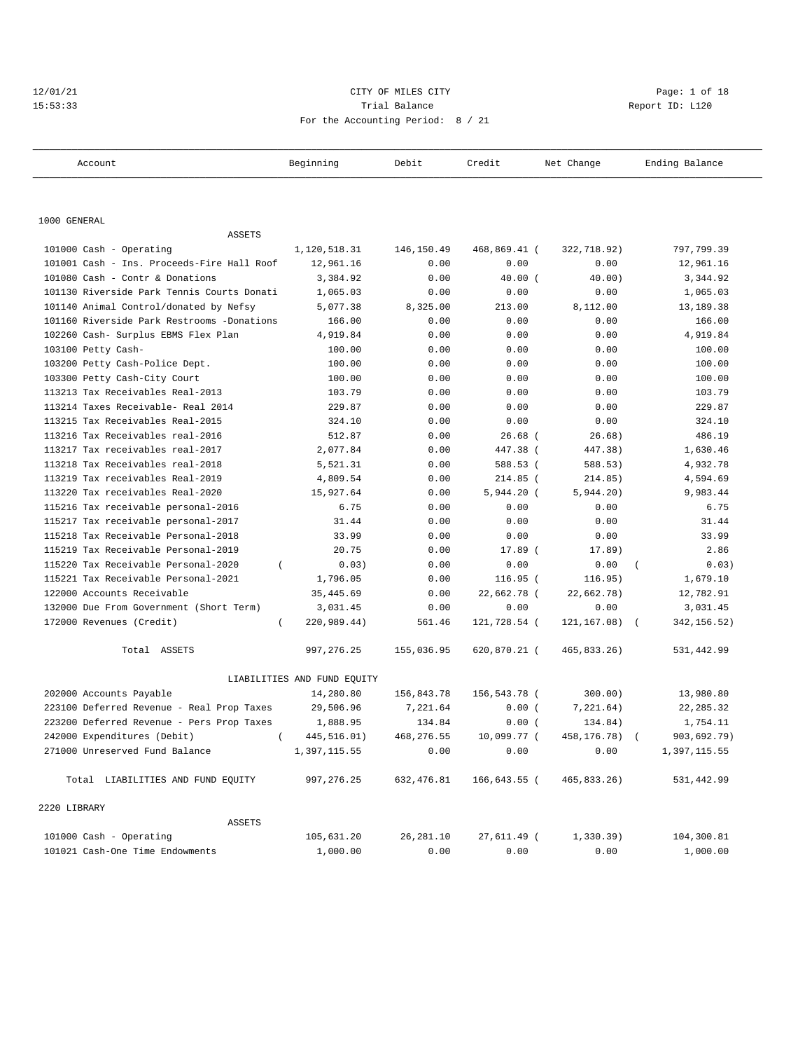# CITY OF MILES CITY

12/01/21 15:53:33

Trial Balance

Report ID: L120

For the Accounting Period: 8 / 21

| Account | Beginning | Debit | Credit | Net Change | Ending Balance |
|---|---|---|---|---|---|
| **1000 GENERAL** | | | | | |
| ASSETS | | | | | |
| 101000 Cash - Operating | 1,120,518.31 | 146,150.49 | 468,869.41 | (322,718.92) | 797,799.39 |
| 101001 Cash - Ins. Proceeds-Fire Hall Roof | 12,961.16 | 0.00 | 0.00 | 0.00 | 12,961.16 |
| 101080 Cash - Contr & Donations | 3,384.92 | 0.00 | 40.00 | (40.00) | 3,344.92 |
| 101130 Riverside Park Tennis Courts Donati | 1,065.03 | 0.00 | 0.00 | 0.00 | 1,065.03 |
| 101140 Animal Control/donated by Nefsy | 5,077.38 | 8,325.00 | 213.00 | 8,112.00 | 13,189.38 |
| 101160 Riverside Park Restrooms -Donations | 166.00 | 0.00 | 0.00 | 0.00 | 166.00 |
| 102260 Cash- Surplus EBMS Flex Plan | 4,919.84 | 0.00 | 0.00 | 0.00 | 4,919.84 |
| 103100 Petty Cash- | 100.00 | 0.00 | 0.00 | 0.00 | 100.00 |
| 103200 Petty Cash-Police Dept. | 100.00 | 0.00 | 0.00 | 0.00 | 100.00 |
| 103300 Petty Cash-City Court | 100.00 | 0.00 | 0.00 | 0.00 | 100.00 |
| 113213 Tax Receivables Real-2013 | 103.79 | 0.00 | 0.00 | 0.00 | 103.79 |
| 113214 Taxes Receivable- Real 2014 | 229.87 | 0.00 | 0.00 | 0.00 | 229.87 |
| 113215 Tax Receivables Real-2015 | 324.10 | 0.00 | 0.00 | 0.00 | 324.10 |
| 113216 Tax Receivables real-2016 | 512.87 | 0.00 | 26.68 | (26.68) | 486.19 |
| 113217 Tax receivables real-2017 | 2,077.84 | 0.00 | 447.38 | (447.38) | 1,630.46 |
| 113218 Tax Receivables real-2018 | 5,521.31 | 0.00 | 588.53 | (588.53) | 4,932.78 |
| 113219 Tax receivables Real-2019 | 4,809.54 | 0.00 | 214.85 | (214.85) | 4,594.69 |
| 113220 Tax receivables Real-2020 | 15,927.64 | 0.00 | 5,944.20 | (5,944.20) | 9,983.44 |
| 115216 Tax receivable personal-2016 | 6.75 | 0.00 | 0.00 | 0.00 | 6.75 |
| 115217 Tax receivable personal-2017 | 31.44 | 0.00 | 0.00 | 0.00 | 31.44 |
| 115218 Tax Receivable Personal-2018 | 33.99 | 0.00 | 0.00 | 0.00 | 33.99 |
| 115219 Tax Receivable Personal-2019 | 20.75 | 0.00 | 17.89 | (17.89) | 2.86 |
| 115220 Tax Receivable Personal-2020 | (0.03) | 0.00 | 0.00 | 0.00 | (0.03) |
| 115221 Tax Receivable Personal-2021 | 1,796.05 | 0.00 | 116.95 | (116.95) | 1,679.10 |
| 122000 Accounts Receivable | 35,445.69 | 0.00 | 22,662.78 | (22,662.78) | 12,782.91 |
| 132000 Due From Government (Short Term) | 3,031.45 | 0.00 | 0.00 | 0.00 | 3,031.45 |
| 172000 Revenues (Credit) | (220,989.44) | 561.46 | 121,728.54 | (121,167.08) | (342,156.52) |
| Total ASSETS | 997,276.25 | 155,036.95 | 620,870.21 | (465,833.26) | 531,442.99 |
| LIABILITIES AND FUND EQUITY | | | | | |
| 202000 Accounts Payable | 14,280.80 | 156,843.78 | 156,543.78 | (300.00) | 13,980.80 |
| 223100 Deferred Revenue - Real Prop Taxes | 29,506.96 | 7,221.64 | 0.00 | (7,221.64) | 22,285.32 |
| 223200 Deferred Revenue - Pers Prop Taxes | 1,888.95 | 134.84 | 0.00 | (134.84) | 1,754.11 |
| 242000 Expenditures (Debit) | (445,516.01) | 468,276.55 | 10,099.77 | (458,176.78) | (903,692.79) |
| 271000 Unreserved Fund Balance | 1,397,115.55 | 0.00 | 0.00 | 0.00 | 1,397,115.55 |
| Total LIABILITIES AND FUND EQUITY | 997,276.25 | 632,476.81 | 166,643.55 | (465,833.26) | 531,442.99 |
| **2220 LIBRARY** | | | | | |
| ASSETS | | | | | |
| 101000 Cash - Operating | 105,631.20 | 26,281.10 | 27,611.49 | (1,330.39) | 104,300.81 |
| 101021 Cash-One Time Endowments | 1,000.00 | 0.00 | 0.00 | 0.00 | 1,000.00 |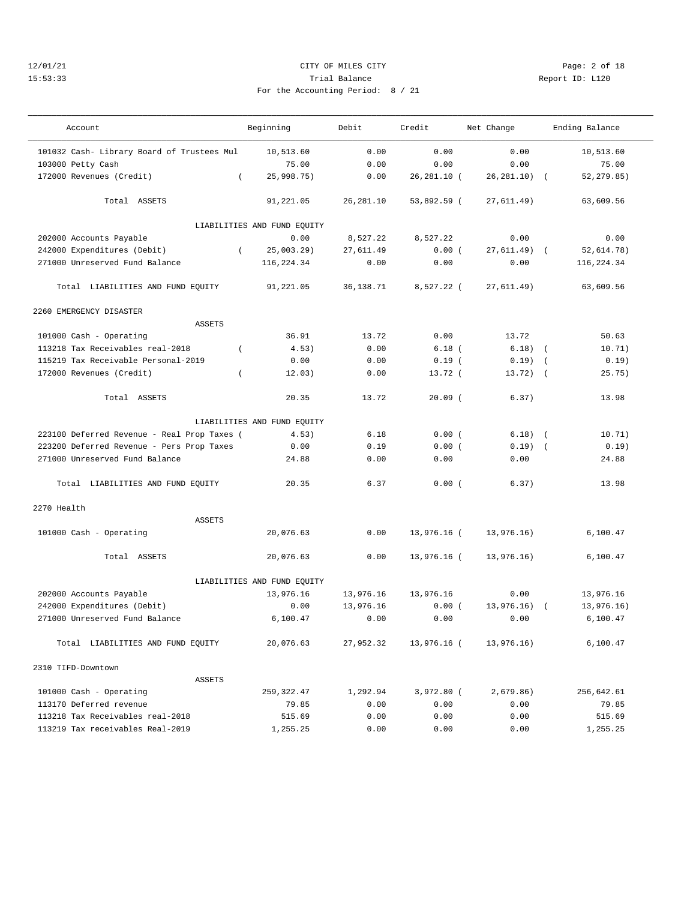CITY OF MILES CITY
Trial Balance
For the Accounting Period: 8 / 21

12/01/21
15:53:33

Report ID: L120

| Account | Beginning | Debit | Credit | Net Change | Ending Balance |
|---|---|---|---|---|---|
| 101032 Cash- Library Board of Trustees Mul | 10,513.60 | 0.00 | 0.00 | 0.00 | 10,513.60 |
| 103000 Petty Cash | 75.00 | 0.00 | 0.00 | 0.00 | 75.00 |
| 172000 Revenues (Credit) | ( 25,998.75) | 0.00 | 26,281.10 | ( 26,281.10) | ( 52,279.85) |
| Total ASSETS | 91,221.05 | 26,281.10 | 53,892.59 | ( 27,611.49) | 63,609.56 |
| LIABILITIES AND FUND EQUITY | | | | | |
| 202000 Accounts Payable | 0.00 | 8,527.22 | 8,527.22 | 0.00 | 0.00 |
| 242000 Expenditures (Debit) | ( 25,003.29) | 27,611.49 | 0.00 | ( 27,611.49) | ( 52,614.78) |
| 271000 Unreserved Fund Balance | 116,224.34 | 0.00 | 0.00 | 0.00 | 116,224.34 |
| Total LIABILITIES AND FUND EQUITY | 91,221.05 | 36,138.71 | 8,527.22 | ( 27,611.49) | 63,609.56 |
| **2260 EMERGENCY DISASTER** | | | | | |
| ASSETS | | | | | |
| 101000 Cash - Operating | 36.91 | 13.72 | 0.00 | 13.72 | 50.63 |
| 113218 Tax Receivables real-2018 | ( 4.53) | 0.00 | 6.18 | ( 6.18) | ( 10.71) |
| 115219 Tax Receivable Personal-2019 | 0.00 | 0.00 | 0.19 | ( 0.19) | ( 0.19) |
| 172000 Revenues (Credit) | ( 12.03) | 0.00 | 13.72 | ( 13.72) | ( 25.75) |
| Total ASSETS | 20.35 | 13.72 | 20.09 | ( 6.37) | 13.98 |
| LIABILITIES AND FUND EQUITY | | | | | |
| 223100 Deferred Revenue - Real Prop Taxes | ( 4.53) | 6.18 | 0.00 | ( 6.18) | ( 10.71) |
| 223200 Deferred Revenue - Pers Prop Taxes | 0.00 | 0.19 | 0.00 | ( 0.19) | ( 0.19) |
| 271000 Unreserved Fund Balance | 24.88 | 0.00 | 0.00 | 0.00 | 24.88 |
| Total LIABILITIES AND FUND EQUITY | 20.35 | 6.37 | 0.00 | ( 6.37) | 13.98 |
| **2270 Health** | | | | | |
| ASSETS | | | | | |
| 101000 Cash - Operating | 20,076.63 | 0.00 | 13,976.16 | ( 13,976.16) | 6,100.47 |
| Total ASSETS | 20,076.63 | 0.00 | 13,976.16 | ( 13,976.16) | 6,100.47 |
| LIABILITIES AND FUND EQUITY | | | | | |
| 202000 Accounts Payable | 13,976.16 | 13,976.16 | 13,976.16 | 0.00 | 13,976.16 |
| 242000 Expenditures (Debit) | 0.00 | 13,976.16 | 0.00 | ( 13,976.16) | ( 13,976.16) |
| 271000 Unreserved Fund Balance | 6,100.47 | 0.00 | 0.00 | 0.00 | 6,100.47 |
| Total LIABILITIES AND FUND EQUITY | 20,076.63 | 27,952.32 | 13,976.16 | ( 13,976.16) | 6,100.47 |
| **2310 TIFD-Downtown** | | | | | |
| ASSETS | | | | | |
| 101000 Cash - Operating | 259,322.47 | 1,292.94 | 3,972.80 | ( 2,679.86) | 256,642.61 |
| 113170 Deferred revenue | 79.85 | 0.00 | 0.00 | 0.00 | 79.85 |
| 113218 Tax Receivables real-2018 | 515.69 | 0.00 | 0.00 | 0.00 | 515.69 |
| 113219 Tax receivables Real-2019 | 1,255.25 | 0.00 | 0.00 | 0.00 | 1,255.25 |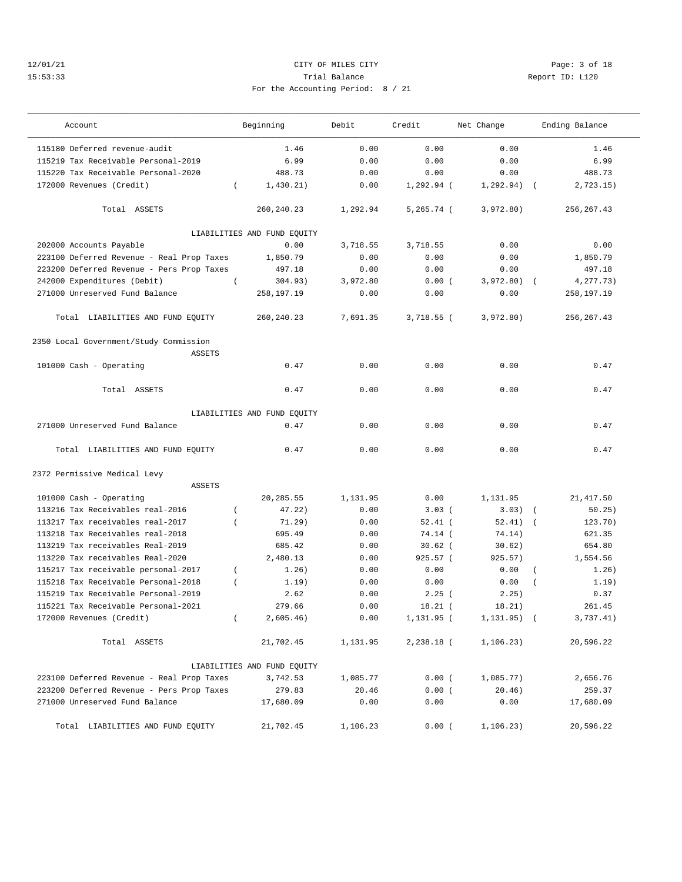12/01/21 CITY OF MILES CITY
15:53:33 Trial Balance Report ID: L120
For the Accounting Period: 8 / 21

| Account | Beginning | Debit | Credit | Net Change | Ending Balance |
|---|---|---|---|---|---|
| 115180 Deferred revenue-audit | 1.46 | 0.00 | 0.00 | 0.00 | 1.46 |
| 115219 Tax Receivable Personal-2019 | 6.99 | 0.00 | 0.00 | 0.00 | 6.99 |
| 115220 Tax Receivable Personal-2020 | 488.73 | 0.00 | 0.00 | 0.00 | 488.73 |
| 172000 Revenues (Credit) | ( 1,430.21) | 0.00 | 1,292.94 | ( 1,292.94) | ( 2,723.15) |
| Total ASSETS | 260,240.23 | 1,292.94 | 5,265.74 | ( 3,972.80) | 256,267.43 |
| LIABILITIES AND FUND EQUITY | | | | | |
| 202000 Accounts Payable | 0.00 | 3,718.55 | 3,718.55 | 0.00 | 0.00 |
| 223100 Deferred Revenue - Real Prop Taxes | 1,850.79 | 0.00 | 0.00 | 0.00 | 1,850.79 |
| 223200 Deferred Revenue - Pers Prop Taxes | 497.18 | 0.00 | 0.00 | 0.00 | 497.18 |
| 242000 Expenditures (Debit) | ( 304.93) | 3,972.80 | 0.00 | ( 3,972.80) | ( 4,277.73) |
| 271000 Unreserved Fund Balance | 258,197.19 | 0.00 | 0.00 | 0.00 | 258,197.19 |
| Total LIABILITIES AND FUND EQUITY | 260,240.23 | 7,691.35 | 3,718.55 | ( 3,972.80) | 256,267.43 |
| **2350 Local Government/Study Commission** | | | | | |
| ASSETS | | | | | |
| 101000 Cash - Operating | 0.47 | 0.00 | 0.00 | 0.00 | 0.47 |
| Total ASSETS | 0.47 | 0.00 | 0.00 | 0.00 | 0.47 |
| LIABILITIES AND FUND EQUITY | | | | | |
| 271000 Unreserved Fund Balance | 0.47 | 0.00 | 0.00 | 0.00 | 0.47 |
| Total LIABILITIES AND FUND EQUITY | 0.47 | 0.00 | 0.00 | 0.00 | 0.47 |
| **2372 Permissive Medical Levy** | | | | | |
| ASSETS | | | | | |
| 101000 Cash - Operating | 20,285.55 | 1,131.95 | 0.00 | 1,131.95 | 21,417.50 |
| 113216 Tax Receivables real-2016 | ( 47.22) | 0.00 | 3.03 | ( 3.03) | ( 50.25) |
| 113217 Tax receivables real-2017 | ( 71.29) | 0.00 | 52.41 | ( 52.41) | ( 123.70) |
| 113218 Tax Receivables real-2018 | 695.49 | 0.00 | 74.14 | ( 74.14) | 621.35 |
| 113219 Tax receivables Real-2019 | 685.42 | 0.00 | 30.62 | ( 30.62) | 654.80 |
| 113220 Tax receivables Real-2020 | 2,480.13 | 0.00 | 925.57 | ( 925.57) | 1,554.56 |
| 115217 Tax receivable personal-2017 | ( 1.26) | 0.00 | 0.00 | 0.00 | ( 1.26) |
| 115218 Tax Receivable Personal-2018 | ( 1.19) | 0.00 | 0.00 | 0.00 | ( 1.19) |
| 115219 Tax Receivable Personal-2019 | 2.62 | 0.00 | 2.25 | ( 2.25) | 0.37 |
| 115221 Tax Receivable Personal-2021 | 279.66 | 0.00 | 18.21 | ( 18.21) | 261.45 |
| 172000 Revenues (Credit) | ( 2,605.46) | 0.00 | 1,131.95 | ( 1,131.95) | ( 3,737.41) |
| Total ASSETS | 21,702.45 | 1,131.95 | 2,238.18 | ( 1,106.23) | 20,596.22 |
| LIABILITIES AND FUND EQUITY | | | | | |
| 223100 Deferred Revenue - Real Prop Taxes | 3,742.53 | 1,085.77 | 0.00 | ( 1,085.77) | 2,656.76 |
| 223200 Deferred Revenue - Pers Prop Taxes | 279.83 | 20.46 | 0.00 | ( 20.46) | 259.37 |
| 271000 Unreserved Fund Balance | 17,680.09 | 0.00 | 0.00 | 0.00 | 17,680.09 |
| Total LIABILITIES AND FUND EQUITY | 21,702.45 | 1,106.23 | 0.00 | ( 1,106.23) | 20,596.22 |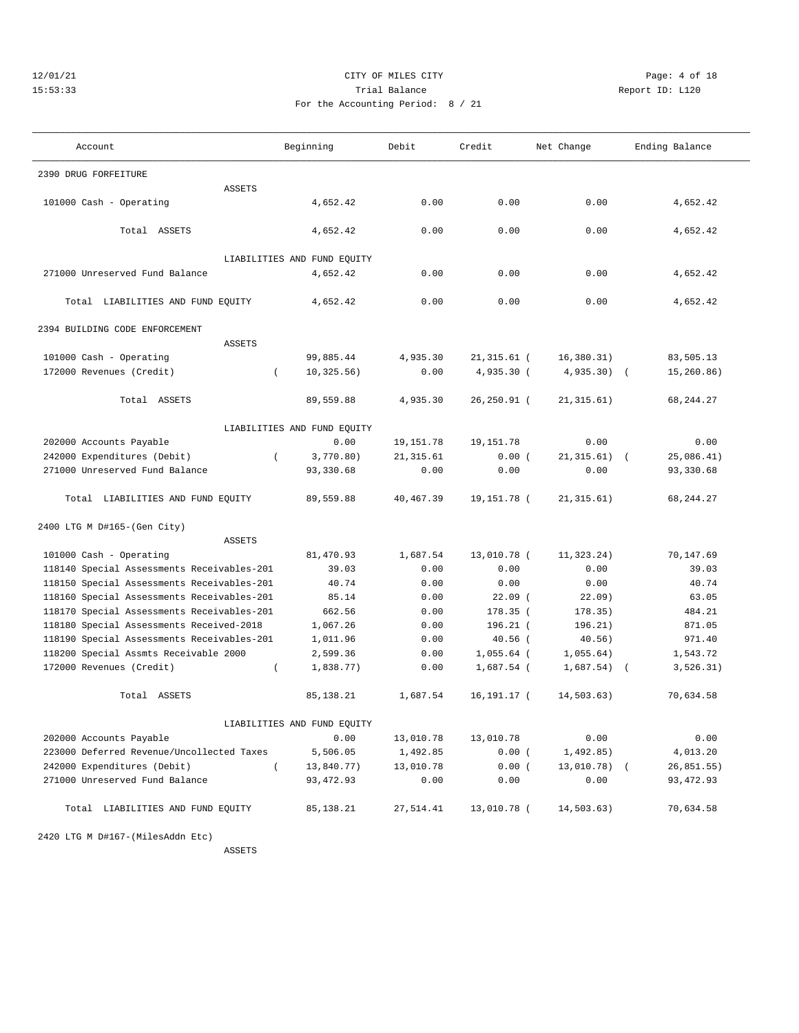CITY OF MILES CITY

Trial Balance

For the Accounting Period: 8 / 21

12/01/21 15:53:33 Report ID: L120

| Account | Beginning | Debit | Credit | Net Change | Ending Balance |
|---|---|---|---|---|---|
| **2390 DRUG FORFEITURE** | | | | | |
| ASSETS | | | | | |
| 101000 Cash - Operating | 4,652.42 | 0.00 | 0.00 | 0.00 | 4,652.42 |
| Total ASSETS | 4,652.42 | 0.00 | 0.00 | 0.00 | 4,652.42 |
| LIABILITIES AND FUND EQUITY | | | | | |
| 271000 Unreserved Fund Balance | 4,652.42 | 0.00 | 0.00 | 0.00 | 4,652.42 |
| Total LIABILITIES AND FUND EQUITY | 4,652.42 | 0.00 | 0.00 | 0.00 | 4,652.42 |
| **2394 BUILDING CODE ENFORCEMENT** | | | | | |
| ASSETS | | | | | |
| 101000 Cash - Operating | 99,885.44 | 4,935.30 | 21,315.61 | ( 16,380.31) | 83,505.13 |
| 172000 Revenues (Credit) | ( 10,325.56) | 0.00 | 4,935.30 | ( 4,935.30) | ( 15,260.86) |
| Total ASSETS | 89,559.88 | 4,935.30 | 26,250.91 | ( 21,315.61) | 68,244.27 |
| LIABILITIES AND FUND EQUITY | | | | | |
| 202000 Accounts Payable | 0.00 | 19,151.78 | 19,151.78 | 0.00 | 0.00 |
| 242000 Expenditures (Debit) | ( 3,770.80) | 21,315.61 | 0.00 | ( 21,315.61) | ( 25,086.41) |
| 271000 Unreserved Fund Balance | 93,330.68 | 0.00 | 0.00 | 0.00 | 93,330.68 |
| Total LIABILITIES AND FUND EQUITY | 89,559.88 | 40,467.39 | 19,151.78 | ( 21,315.61) | 68,244.27 |
| **2400 LTG M D#165-(Gen City)** | | | | | |
| ASSETS | | | | | |
| 101000 Cash - Operating | 81,470.93 | 1,687.54 | 13,010.78 | ( 11,323.24) | 70,147.69 |
| 118140 Special Assessments Receivables-201 | 39.03 | 0.00 | 0.00 | 0.00 | 39.03 |
| 118150 Special Assessments Receivables-201 | 40.74 | 0.00 | 0.00 | 0.00 | 40.74 |
| 118160 Special Assessments Receivables-201 | 85.14 | 0.00 | 22.09 | ( 22.09) | 63.05 |
| 118170 Special Assessments Receivables-201 | 662.56 | 0.00 | 178.35 | ( 178.35) | 484.21 |
| 118180 Special Assessments Received-2018 | 1,067.26 | 0.00 | 196.21 | ( 196.21) | 871.05 |
| 118190 Special Assessments Receivables-201 | 1,011.96 | 0.00 | 40.56 | ( 40.56) | 971.40 |
| 118200 Special Assmts Receivable 2000 | 2,599.36 | 0.00 | 1,055.64 | ( 1,055.64) | 1,543.72 |
| 172000 Revenues (Credit) | ( 1,838.77) | 0.00 | 1,687.54 | ( 1,687.54) | ( 3,526.31) |
| Total ASSETS | 85,138.21 | 1,687.54 | 16,191.17 | ( 14,503.63) | 70,634.58 |
| LIABILITIES AND FUND EQUITY | | | | | |
| 202000 Accounts Payable | 0.00 | 13,010.78 | 13,010.78 | 0.00 | 0.00 |
| 223000 Deferred Revenue/Uncollected Taxes | 5,506.05 | 1,492.85 | 0.00 | ( 1,492.85) | 4,013.20 |
| 242000 Expenditures (Debit) | ( 13,840.77) | 13,010.78 | 0.00 | ( 13,010.78) | ( 26,851.55) |
| 271000 Unreserved Fund Balance | 93,472.93 | 0.00 | 0.00 | 0.00 | 93,472.93 |
| Total LIABILITIES AND FUND EQUITY | 85,138.21 | 27,514.41 | 13,010.78 | ( 14,503.63) | 70,634.58 |
| **2420 LTG M D#167-(MilesAddn Etc)** | | | | | |
| ASSETS | | | | | |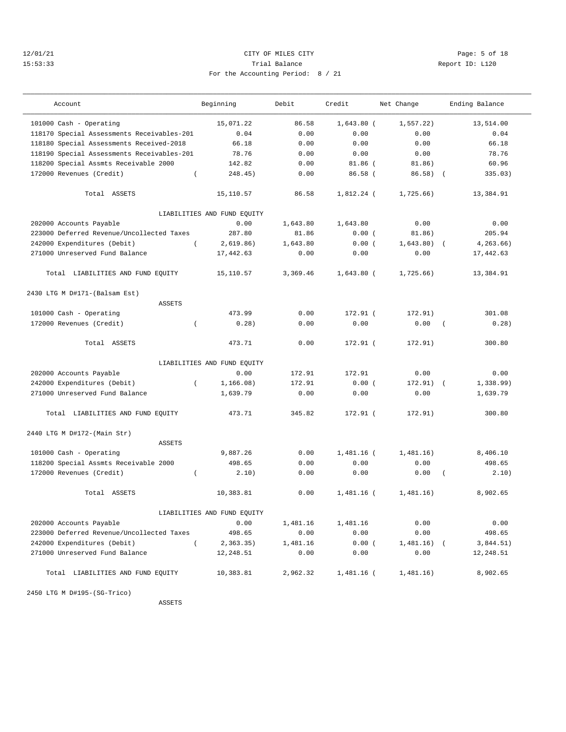CITY OF MILES CITY
Trial Balance
For the Accounting Period: 8 / 21

12/01/21
15:53:33

Report ID: L120

| Account | Beginning | Debit | Credit | Net Change | Ending Balance |
|---|---|---|---|---|---|
| 101000 Cash - Operating | 15,071.22 | 86.58 | 1,643.80 | (1,557.22) | 13,514.00 |
| 118170 Special Assessments Receivables-201 | 0.04 | 0.00 | 0.00 | 0.00 | 0.04 |
| 118180 Special Assessments Received-2018 | 66.18 | 0.00 | 0.00 | 0.00 | 66.18 |
| 118190 Special Assessments Receivables-201 | 78.76 | 0.00 | 0.00 | 0.00 | 78.76 |
| 118200 Special Assmts Receivable 2000 | 142.82 | 0.00 | 81.86 | (81.86) | 60.96 |
| 172000 Revenues (Credit) | (248.45) | 0.00 | 86.58 | (86.58) | (335.03) |
| Total ASSETS | 15,110.57 | 86.58 | 1,812.24 | (1,725.66) | 13,384.91 |
| LIABILITIES AND FUND EQUITY | | | | | |
| 202000 Accounts Payable | 0.00 | 1,643.80 | 1,643.80 | 0.00 | 0.00 |
| 223000 Deferred Revenue/Uncollected Taxes | 287.80 | 81.86 | 0.00 | (81.86) | 205.94 |
| 242000 Expenditures (Debit) | (2,619.86) | 1,643.80 | 0.00 | (1,643.80) | (4,263.66) |
| 271000 Unreserved Fund Balance | 17,442.63 | 0.00 | 0.00 | 0.00 | 17,442.63 |
| Total LIABILITIES AND FUND EQUITY | 15,110.57 | 3,369.46 | 1,643.80 | (1,725.66) | 13,384.91 |
| **2430 LTG M D#171-(Balsam Est)** | | | | | |
| ASSETS | | | | | |
| 101000 Cash - Operating | 473.99 | 0.00 | 172.91 | (172.91) | 301.08 |
| 172000 Revenues (Credit) | (0.28) | 0.00 | 0.00 | 0.00 | (0.28) |
| Total ASSETS | 473.71 | 0.00 | 172.91 | (172.91) | 300.80 |
| LIABILITIES AND FUND EQUITY | | | | | |
| 202000 Accounts Payable | 0.00 | 172.91 | 172.91 | 0.00 | 0.00 |
| 242000 Expenditures (Debit) | (1,166.08) | 172.91 | 0.00 | (172.91) | (1,338.99) |
| 271000 Unreserved Fund Balance | 1,639.79 | 0.00 | 0.00 | 0.00 | 1,639.79 |
| Total LIABILITIES AND FUND EQUITY | 473.71 | 345.82 | 172.91 | (172.91) | 300.80 |
| **2440 LTG M D#172-(Main Str)** | | | | | |
| ASSETS | | | | | |
| 101000 Cash - Operating | 9,887.26 | 0.00 | 1,481.16 | (1,481.16) | 8,406.10 |
| 118200 Special Assmts Receivable 2000 | 498.65 | 0.00 | 0.00 | 0.00 | 498.65 |
| 172000 Revenues (Credit) | (2.10) | 0.00 | 0.00 | 0.00 | (2.10) |
| Total ASSETS | 10,383.81 | 0.00 | 1,481.16 | (1,481.16) | 8,902.65 |
| LIABILITIES AND FUND EQUITY | | | | | |
| 202000 Accounts Payable | 0.00 | 1,481.16 | 1,481.16 | 0.00 | 0.00 |
| 223000 Deferred Revenue/Uncollected Taxes | 498.65 | 0.00 | 0.00 | 0.00 | 498.65 |
| 242000 Expenditures (Debit) | (2,363.35) | 1,481.16 | 0.00 | (1,481.16) | (3,844.51) |
| 271000 Unreserved Fund Balance | 12,248.51 | 0.00 | 0.00 | 0.00 | 12,248.51 |
| Total LIABILITIES AND FUND EQUITY | 10,383.81 | 2,962.32 | 1,481.16 | (1,481.16) | 8,902.65 |
| **2450 LTG M D#195-(SG-Trico)** | | | | | |
| ASSETS | | | | | |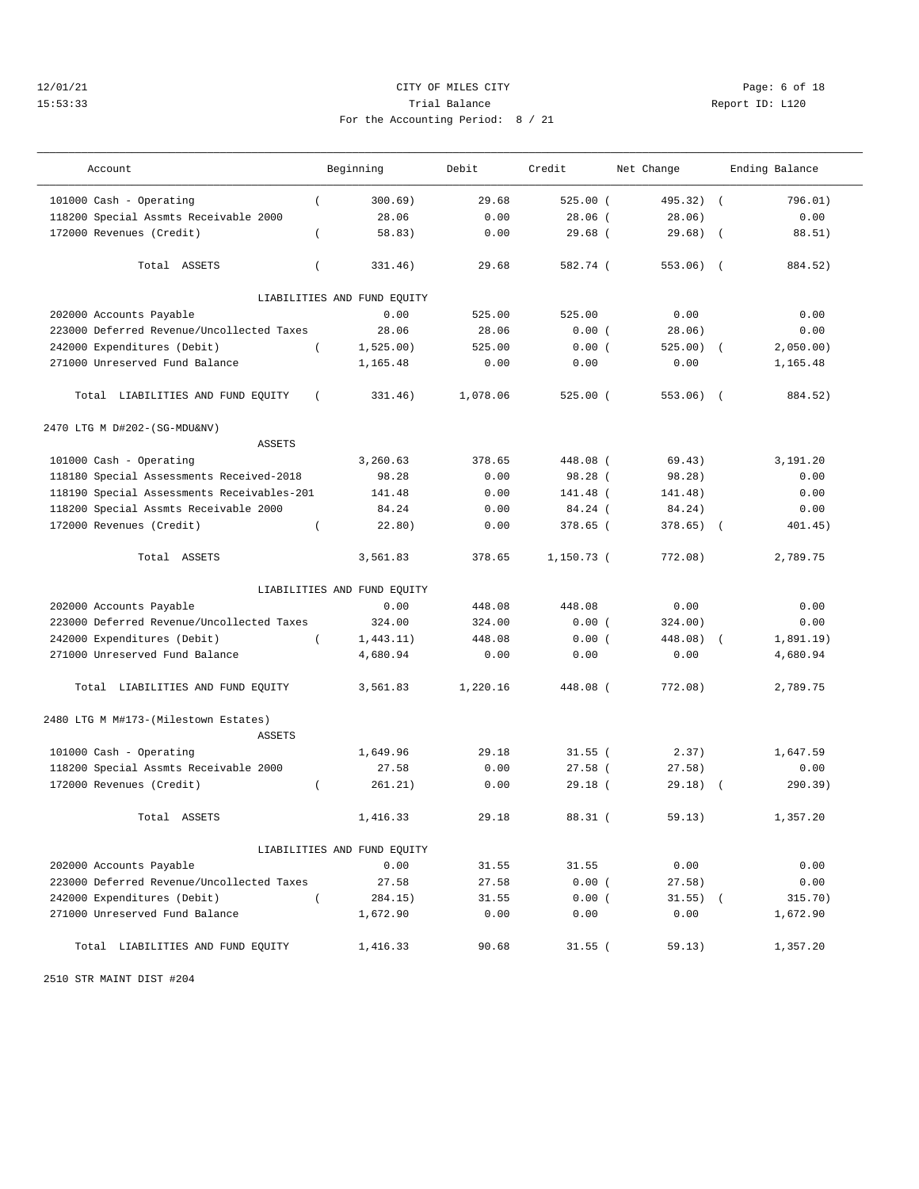12/01/21 CITY OF MILES CITY
15:53:33 Trial Balance Report ID: L120
For the Accounting Period: 8 / 21

| Account | Beginning | Debit | Credit | Net Change | Ending Balance |
|---|---|---|---|---|---|
| 101000 Cash - Operating | ( 300.69) | 29.68 | 525.00 | ( 495.32) | ( 796.01) |
| 118200 Special Assmts Receivable 2000 | 28.06 | 0.00 | 28.06 | ( 28.06) | 0.00 |
| 172000 Revenues (Credit) | ( 58.83) | 0.00 | 29.68 | ( 29.68) | ( 88.51) |
| Total ASSETS | ( 331.46) | 29.68 | 582.74 | ( 553.06) | ( 884.52) |
| LIABILITIES AND FUND EQUITY | | | | | |
| 202000 Accounts Payable | 0.00 | 525.00 | 525.00 | 0.00 | 0.00 |
| 223000 Deferred Revenue/Uncollected Taxes | 28.06 | 28.06 | 0.00 | ( 28.06) | 0.00 |
| 242000 Expenditures (Debit) | ( 1,525.00) | 525.00 | 0.00 | ( 525.00) | ( 2,050.00) |
| 271000 Unreserved Fund Balance | 1,165.48 | 0.00 | 0.00 | 0.00 | 1,165.48 |
| Total LIABILITIES AND FUND EQUITY | ( 331.46) | 1,078.06 | 525.00 | ( 553.06) | ( 884.52) |

2470 LTG M D#202-(SG-MDU&NV)

| Account | Beginning | Debit | Credit | Net Change | Ending Balance |
|---|---|---|---|---|---|
| ASSETS | | | | | |
| 101000 Cash - Operating | 3,260.63 | 378.65 | 448.08 | ( 69.43) | 3,191.20 |
| 118180 Special Assessments Received-2018 | 98.28 | 0.00 | 98.28 | ( 98.28) | 0.00 |
| 118190 Special Assessments Receivables-201 | 141.48 | 0.00 | 141.48 | ( 141.48) | 0.00 |
| 118200 Special Assmts Receivable 2000 | 84.24 | 0.00 | 84.24 | ( 84.24) | 0.00 |
| 172000 Revenues (Credit) | ( 22.80) | 0.00 | 378.65 | ( 378.65) | ( 401.45) |
| Total ASSETS | 3,561.83 | 378.65 | 1,150.73 | ( 772.08) | 2,789.75 |
| LIABILITIES AND FUND EQUITY | | | | | |
| 202000 Accounts Payable | 0.00 | 448.08 | 448.08 | 0.00 | 0.00 |
| 223000 Deferred Revenue/Uncollected Taxes | 324.00 | 324.00 | 0.00 | ( 324.00) | 0.00 |
| 242000 Expenditures (Debit) | ( 1,443.11) | 448.08 | 0.00 | ( 448.08) | ( 1,891.19) |
| 271000 Unreserved Fund Balance | 4,680.94 | 0.00 | 0.00 | 0.00 | 4,680.94 |
| Total LIABILITIES AND FUND EQUITY | 3,561.83 | 1,220.16 | 448.08 | ( 772.08) | 2,789.75 |

2480 LTG M M#173-(Milestown Estates)

| Account | Beginning | Debit | Credit | Net Change | Ending Balance |
|---|---|---|---|---|---|
| ASSETS | | | | | |
| 101000 Cash - Operating | 1,649.96 | 29.18 | 31.55 | ( 2.37) | 1,647.59 |
| 118200 Special Assmts Receivable 2000 | 27.58 | 0.00 | 27.58 | ( 27.58) | 0.00 |
| 172000 Revenues (Credit) | ( 261.21) | 0.00 | 29.18 | ( 29.18) | ( 290.39) |
| Total ASSETS | 1,416.33 | 29.18 | 88.31 | ( 59.13) | 1,357.20 |
| LIABILITIES AND FUND EQUITY | | | | | |
| 202000 Accounts Payable | 0.00 | 31.55 | 31.55 | 0.00 | 0.00 |
| 223000 Deferred Revenue/Uncollected Taxes | 27.58 | 27.58 | 0.00 | ( 27.58) | 0.00 |
| 242000 Expenditures (Debit) | ( 284.15) | 31.55 | 0.00 | ( 31.55) | ( 315.70) |
| 271000 Unreserved Fund Balance | 1,672.90 | 0.00 | 0.00 | 0.00 | 1,672.90 |
| Total LIABILITIES AND FUND EQUITY | 1,416.33 | 90.68 | 31.55 | ( 59.13) | 1,357.20 |

2510 STR MAINT DIST #204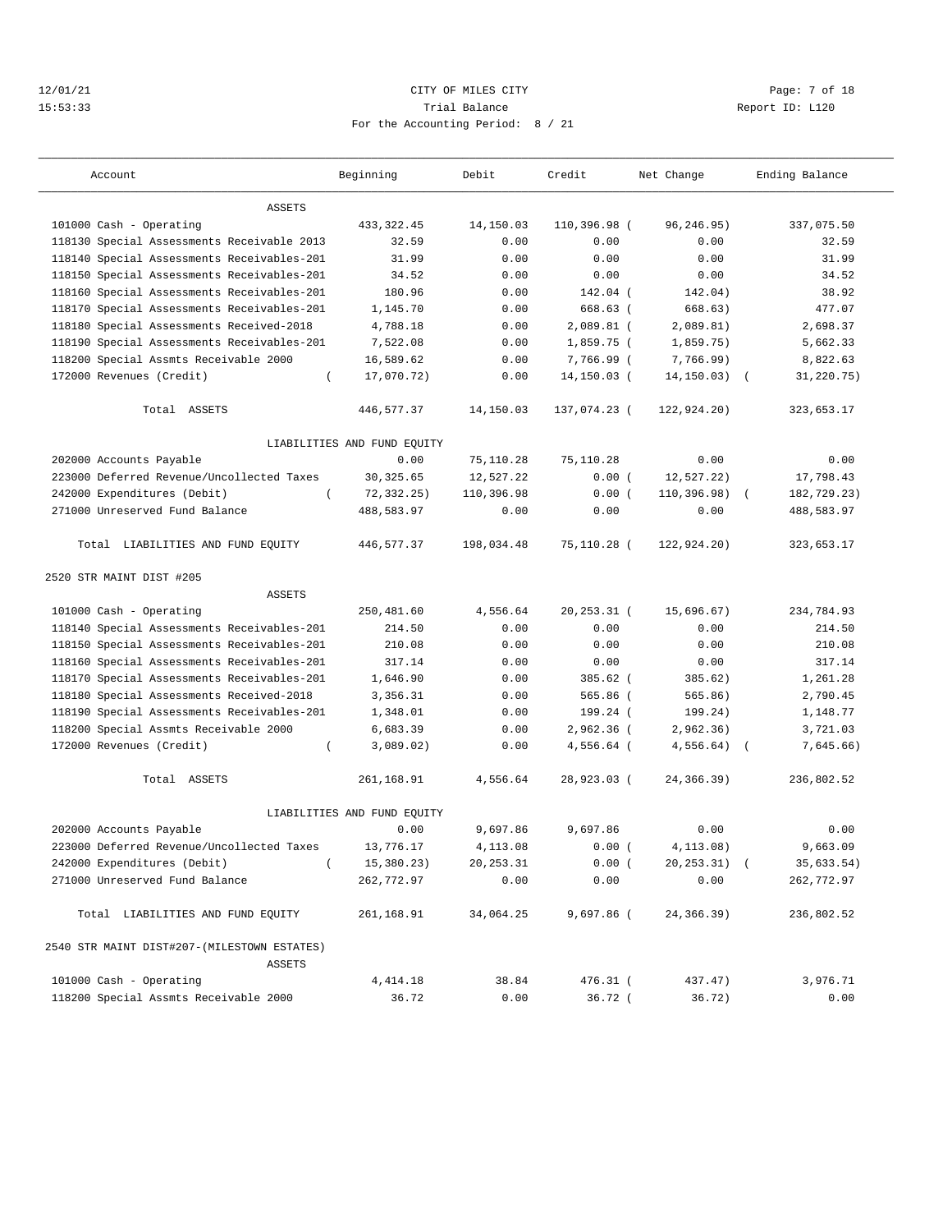CITY OF MILES CITY

Trial Balance

For the Accounting Period: 8 / 21

12/01/21 15:53:33 Report ID: L120

| Account | Beginning | Debit | Credit | Net Change | Ending Balance |
|---|---|---|---|---|---|
| ASSETS | | | | | |
| 101000 Cash - Operating | 433,322.45 | 14,150.03 | 110,396.98 | (96,246.95) | 337,075.50 |
| 118130 Special Assessments Receivable 2013 | 32.59 | 0.00 | 0.00 | 0.00 | 32.59 |
| 118140 Special Assessments Receivables-201 | 31.99 | 0.00 | 0.00 | 0.00 | 31.99 |
| 118150 Special Assessments Receivables-201 | 34.52 | 0.00 | 0.00 | 0.00 | 34.52 |
| 118160 Special Assessments Receivables-201 | 180.96 | 0.00 | 142.04 | (142.04) | 38.92 |
| 118170 Special Assessments Receivables-201 | 1,145.70 | 0.00 | 668.63 | (668.63) | 477.07 |
| 118180 Special Assessments Received-2018 | 4,788.18 | 0.00 | 2,089.81 | (2,089.81) | 2,698.37 |
| 118190 Special Assessments Receivables-201 | 7,522.08 | 0.00 | 1,859.75 | (1,859.75) | 5,662.33 |
| 118200 Special Assmts Receivable 2000 | 16,589.62 | 0.00 | 7,766.99 | (7,766.99) | 8,822.63 |
| 172000 Revenues (Credit) | (17,070.72) | 0.00 | 14,150.03 | (14,150.03) | (31,220.75) |
| Total ASSETS | 446,577.37 | 14,150.03 | 137,074.23 | (122,924.20) | 323,653.17 |
| LIABILITIES AND FUND EQUITY | | | | | |
| 202000 Accounts Payable | 0.00 | 75,110.28 | 75,110.28 | 0.00 | 0.00 |
| 223000 Deferred Revenue/Uncollected Taxes | 30,325.65 | 12,527.22 | 0.00 | (12,527.22) | 17,798.43 |
| 242000 Expenditures (Debit) | (72,332.25) | 110,396.98 | 0.00 | (110,396.98) | (182,729.23) |
| 271000 Unreserved Fund Balance | 488,583.97 | 0.00 | 0.00 | 0.00 | 488,583.97 |
| Total LIABILITIES AND FUND EQUITY | 446,577.37 | 198,034.48 | 75,110.28 | (122,924.20) | 323,653.17 |
| **2520 STR MAINT DIST #205** | | | | | |
| ASSETS | | | | | |
| 101000 Cash - Operating | 250,481.60 | 4,556.64 | 20,253.31 | (15,696.67) | 234,784.93 |
| 118140 Special Assessments Receivables-201 | 214.50 | 0.00 | 0.00 | 0.00 | 214.50 |
| 118150 Special Assessments Receivables-201 | 210.08 | 0.00 | 0.00 | 0.00 | 210.08 |
| 118160 Special Assessments Receivables-201 | 317.14 | 0.00 | 0.00 | 0.00 | 317.14 |
| 118170 Special Assessments Receivables-201 | 1,646.90 | 0.00 | 385.62 | (385.62) | 1,261.28 |
| 118180 Special Assessments Received-2018 | 3,356.31 | 0.00 | 565.86 | (565.86) | 2,790.45 |
| 118190 Special Assessments Receivables-201 | 1,348.01 | 0.00 | 199.24 | (199.24) | 1,148.77 |
| 118200 Special Assmts Receivable 2000 | 6,683.39 | 0.00 | 2,962.36 | (2,962.36) | 3,721.03 |
| 172000 Revenues (Credit) | (3,089.02) | 0.00 | 4,556.64 | (4,556.64) | (7,645.66) |
| Total ASSETS | 261,168.91 | 4,556.64 | 28,923.03 | (24,366.39) | 236,802.52 |
| LIABILITIES AND FUND EQUITY | | | | | |
| 202000 Accounts Payable | 0.00 | 9,697.86 | 9,697.86 | 0.00 | 0.00 |
| 223000 Deferred Revenue/Uncollected Taxes | 13,776.17 | 4,113.08 | 0.00 | (4,113.08) | 9,663.09 |
| 242000 Expenditures (Debit) | (15,380.23) | 20,253.31 | 0.00 | (20,253.31) | (35,633.54) |
| 271000 Unreserved Fund Balance | 262,772.97 | 0.00 | 0.00 | 0.00 | 262,772.97 |
| Total LIABILITIES AND FUND EQUITY | 261,168.91 | 34,064.25 | 9,697.86 | (24,366.39) | 236,802.52 |
| **2540 STR MAINT DIST#207-(MILESTOWN ESTATES)** | | | | | |
| ASSETS | | | | | |
| 101000 Cash - Operating | 4,414.18 | 38.84 | 476.31 | (437.47) | 3,976.71 |
| 118200 Special Assmts Receivable 2000 | 36.72 | 0.00 | 36.72 | (36.72) | 0.00 |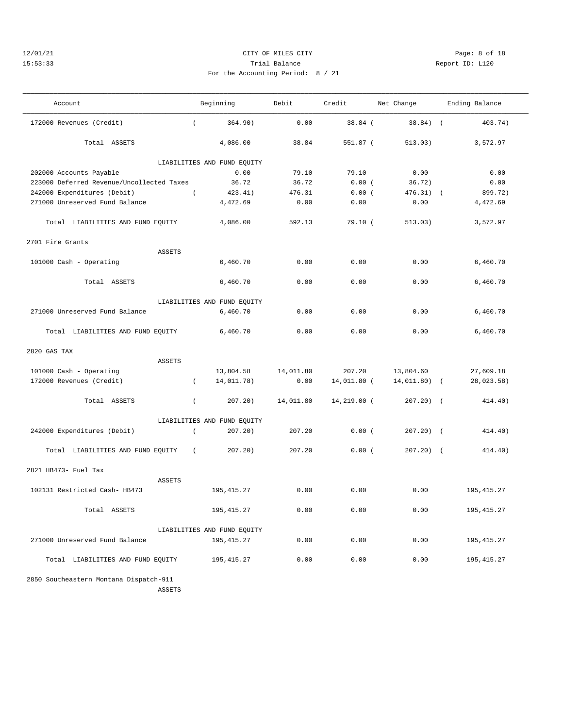CITY OF MILES CITY
Trial Balance
For the Accounting Period: 8 / 21

12/01/21
15:53:33

Report ID: L120

| Account | Beginning | Debit | Credit | Net Change | Ending Balance |
|---|---|---|---|---|---|
| 172000 Revenues (Credit) | ( 364.90) | 0.00 | 38.84 | ( 38.84) | ( 403.74) |
| Total ASSETS | 4,086.00 | 38.84 | 551.87 | ( 513.03) | 3,572.97 |
| LIABILITIES AND FUND EQUITY | | | | | |
| 202000 Accounts Payable | 0.00 | 79.10 | 79.10 | 0.00 | 0.00 |
| 223000 Deferred Revenue/Uncollected Taxes | 36.72 | 36.72 | 0.00 | ( 36.72) | 0.00 |
| 242000 Expenditures (Debit) | ( 423.41) | 476.31 | 0.00 | ( 476.31) | ( 899.72) |
| 271000 Unreserved Fund Balance | 4,472.69 | 0.00 | 0.00 | 0.00 | 4,472.69 |
| Total LIABILITIES AND FUND EQUITY | 4,086.00 | 592.13 | 79.10 | ( 513.03) | 3,572.97 |
| **2701 Fire Grants** | | | | | |
| ASSETS | | | | | |
| 101000 Cash - Operating | 6,460.70 | 0.00 | 0.00 | 0.00 | 6,460.70 |
| Total ASSETS | 6,460.70 | 0.00 | 0.00 | 0.00 | 6,460.70 |
| LIABILITIES AND FUND EQUITY | | | | | |
| 271000 Unreserved Fund Balance | 6,460.70 | 0.00 | 0.00 | 0.00 | 6,460.70 |
| Total LIABILITIES AND FUND EQUITY | 6,460.70 | 0.00 | 0.00 | 0.00 | 6,460.70 |
| **2820 GAS TAX** | | | | | |
| ASSETS | | | | | |
| 101000 Cash - Operating | 13,804.58 | 14,011.80 | 207.20 | 13,804.60 | 27,609.18 |
| 172000 Revenues (Credit) | ( 14,011.78) | 0.00 | 14,011.80 | ( 14,011.80) | ( 28,023.58) |
| Total ASSETS | ( 207.20) | 14,011.80 | 14,219.00 | ( 207.20) | ( 414.40) |
| LIABILITIES AND FUND EQUITY | | | | | |
| 242000 Expenditures (Debit) | ( 207.20) | 207.20 | 0.00 | ( 207.20) | ( 414.40) |
| Total LIABILITIES AND FUND EQUITY | ( 207.20) | 207.20 | 0.00 | ( 207.20) | ( 414.40) |
| **2821 HB473- Fuel Tax** | | | | | |
| ASSETS | | | | | |
| 102131 Restricted Cash- HB473 | 195,415.27 | 0.00 | 0.00 | 0.00 | 195,415.27 |
| Total ASSETS | 195,415.27 | 0.00 | 0.00 | 0.00 | 195,415.27 |
| LIABILITIES AND FUND EQUITY | | | | | |
| 271000 Unreserved Fund Balance | 195,415.27 | 0.00 | 0.00 | 0.00 | 195,415.27 |
| Total LIABILITIES AND FUND EQUITY | 195,415.27 | 0.00 | 0.00 | 0.00 | 195,415.27 |
| **2850 Southeastern Montana Dispatch-911** | | | | | |
| ASSETS | | | | | |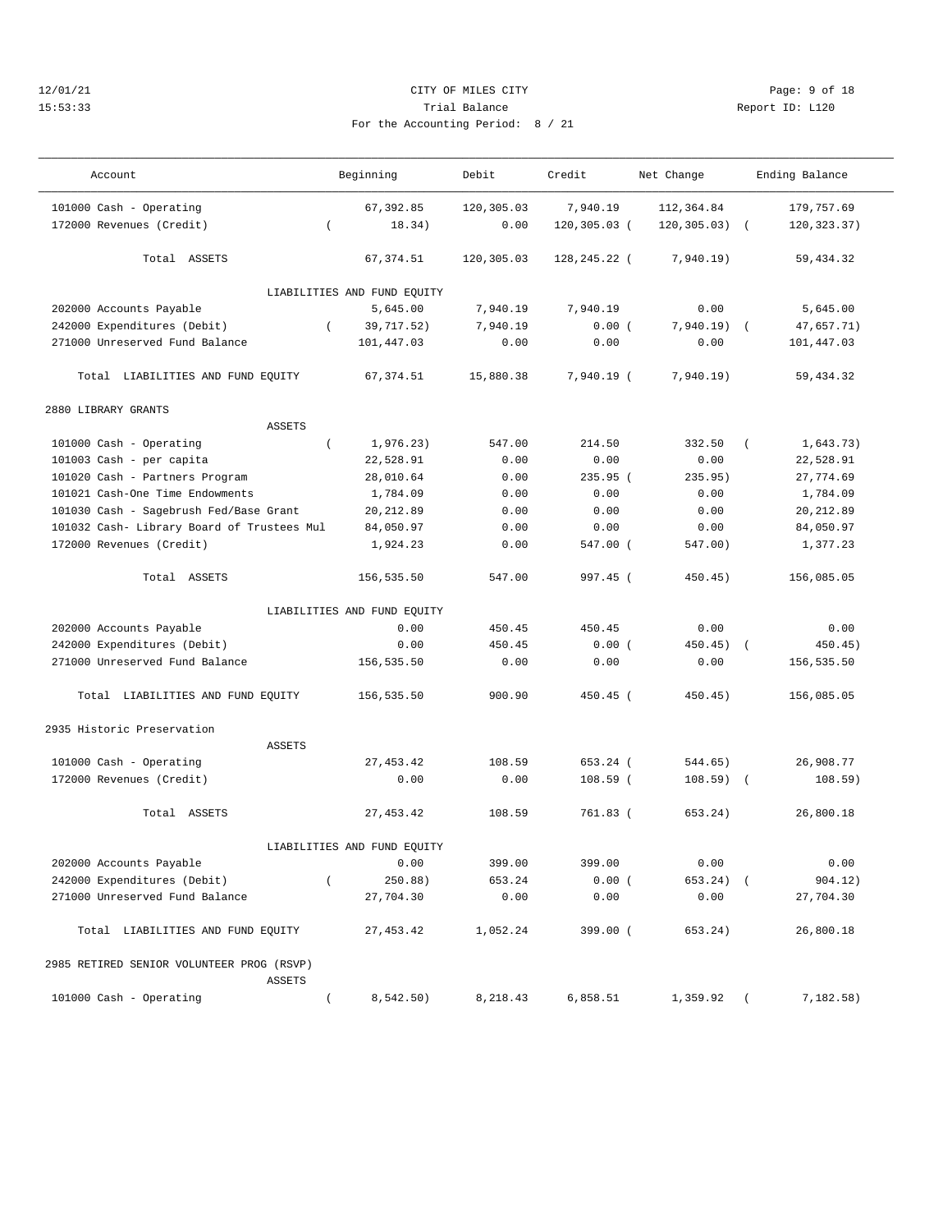CITY OF MILES CITY

Trial Balance

For the Accounting Period: 8 / 21

| Account | Beginning | Debit | Credit | Net Change | Ending Balance |
|---|---|---|---|---|---|
| 101000 Cash - Operating | 67,392.85 | 120,305.03 | 7,940.19 | 112,364.84 | 179,757.69 |
| 172000 Revenues (Credit) | ( 18.34) | 0.00 | 120,305.03 | ( 120,305.03) | ( 120,323.37) |
| Total ASSETS | 67,374.51 | 120,305.03 | 128,245.22 | ( 7,940.19) | 59,434.32 |
| LIABILITIES AND FUND EQUITY | | | | | |
| 202000 Accounts Payable | 5,645.00 | 7,940.19 | 7,940.19 | 0.00 | 5,645.00 |
| 242000 Expenditures (Debit) | ( 39,717.52) | 7,940.19 | 0.00 | ( 7,940.19) | ( 47,657.71) |
| 271000 Unreserved Fund Balance | 101,447.03 | 0.00 | 0.00 | 0.00 | 101,447.03 |
| Total LIABILITIES AND FUND EQUITY | 67,374.51 | 15,880.38 | 7,940.19 | ( 7,940.19) | 59,434.32 |
| **2880 LIBRARY GRANTS** | | | | | |
| ASSETS | | | | | |
| 101000 Cash - Operating | ( 1,976.23) | 547.00 | 214.50 | 332.50 | ( 1,643.73) |
| 101003 Cash - per capita | 22,528.91 | 0.00 | 0.00 | 0.00 | 22,528.91 |
| 101020 Cash - Partners Program | 28,010.64 | 0.00 | 235.95 | ( 235.95) | 27,774.69 |
| 101021 Cash-One Time Endowments | 1,784.09 | 0.00 | 0.00 | 0.00 | 1,784.09 |
| 101030 Cash - Sagebrush Fed/Base Grant | 20,212.89 | 0.00 | 0.00 | 0.00 | 20,212.89 |
| 101032 Cash- Library Board of Trustees Mul | 84,050.97 | 0.00 | 0.00 | 0.00 | 84,050.97 |
| 172000 Revenues (Credit) | 1,924.23 | 0.00 | 547.00 | ( 547.00) | 1,377.23 |
| Total ASSETS | 156,535.50 | 547.00 | 997.45 | ( 450.45) | 156,085.05 |
| LIABILITIES AND FUND EQUITY | | | | | |
| 202000 Accounts Payable | 0.00 | 450.45 | 450.45 | 0.00 | 0.00 |
| 242000 Expenditures (Debit) | 0.00 | 450.45 | 0.00 | ( 450.45) | ( 450.45) |
| 271000 Unreserved Fund Balance | 156,535.50 | 0.00 | 0.00 | 0.00 | 156,535.50 |
| Total LIABILITIES AND FUND EQUITY | 156,535.50 | 900.90 | 450.45 | ( 450.45) | 156,085.05 |
| **2935 Historic Preservation** | | | | | |
| ASSETS | | | | | |
| 101000 Cash - Operating | 27,453.42 | 108.59 | 653.24 | ( 544.65) | 26,908.77 |
| 172000 Revenues (Credit) | 0.00 | 0.00 | 108.59 | ( 108.59) | ( 108.59) |
| Total ASSETS | 27,453.42 | 108.59 | 761.83 | ( 653.24) | 26,800.18 |
| LIABILITIES AND FUND EQUITY | | | | | |
| 202000 Accounts Payable | 0.00 | 399.00 | 399.00 | 0.00 | 0.00 |
| 242000 Expenditures (Debit) | ( 250.88) | 653.24 | 0.00 | ( 653.24) | ( 904.12) |
| 271000 Unreserved Fund Balance | 27,704.30 | 0.00 | 0.00 | 0.00 | 27,704.30 |
| Total LIABILITIES AND FUND EQUITY | 27,453.42 | 1,052.24 | 399.00 | ( 653.24) | 26,800.18 |
| **2985 RETIRED SENIOR VOLUNTEER PROG (RSVP)** | | | | | |
| ASSETS | | | | | |
| 101000 Cash - Operating | ( 8,542.50) | 8,218.43 | 6,858.51 | 1,359.92 | ( 7,182.58) |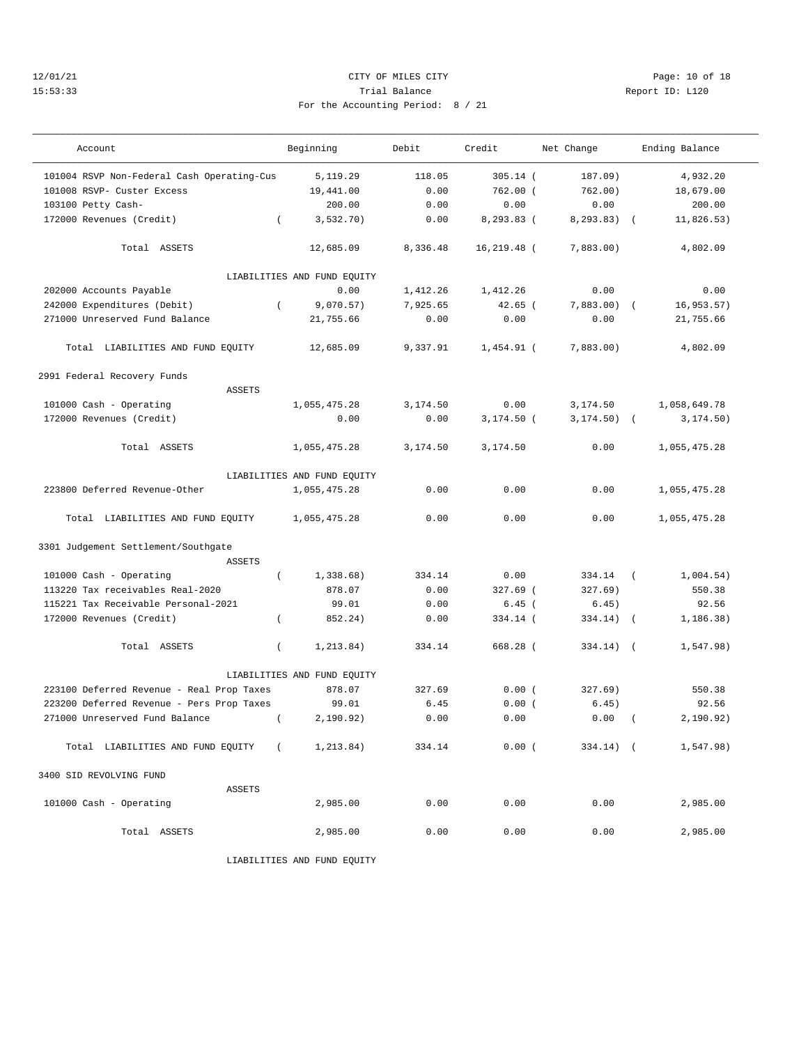CITY OF MILES CITY

Trial Balance

For the Accounting Period: 8 / 21

12/01/21 15:53:33 Report ID: L120

| Account | Beginning | Debit | Credit | Net Change | Ending Balance |
|---|---|---|---|---|---|
| 101004 RSVP Non-Federal Cash Operating-Cus | 5,119.29 | 118.05 | 305.14 | (187.09) | 4,932.20 |
| 101008 RSVP- Custer Excess | 19,441.00 | 0.00 | 762.00 | (762.00) | 18,679.00 |
| 103100 Petty Cash- | 200.00 | 0.00 | 0.00 | 0.00 | 200.00 |
| 172000 Revenues (Credit) | (3,532.70) | 0.00 | 8,293.83 | (8,293.83) | (11,826.53) |
| Total ASSETS | 12,685.09 | 8,336.48 | 16,219.48 | (7,883.00) | 4,802.09 |
| LIABILITIES AND FUND EQUITY | | | | | |
| 202000 Accounts Payable | 0.00 | 1,412.26 | 1,412.26 | 0.00 | 0.00 |
| 242000 Expenditures (Debit) | (9,070.57) | 7,925.65 | 42.65 | (7,883.00) | (16,953.57) |
| 271000 Unreserved Fund Balance | 21,755.66 | 0.00 | 0.00 | 0.00 | 21,755.66 |
| Total LIABILITIES AND FUND EQUITY | 12,685.09 | 9,337.91 | 1,454.91 | (7,883.00) | 4,802.09 |
| **2991 Federal Recovery Funds** | | | | | |
| ASSETS | | | | | |
| 101000 Cash - Operating | 1,055,475.28 | 3,174.50 | 0.00 | 3,174.50 | 1,058,649.78 |
| 172000 Revenues (Credit) | 0.00 | 0.00 | 3,174.50 | (3,174.50) | (3,174.50) |
| Total ASSETS | 1,055,475.28 | 3,174.50 | 3,174.50 | 0.00 | 1,055,475.28 |
| LIABILITIES AND FUND EQUITY | | | | | |
| 223800 Deferred Revenue-Other | 1,055,475.28 | 0.00 | 0.00 | 0.00 | 1,055,475.28 |
| Total LIABILITIES AND FUND EQUITY | 1,055,475.28 | 0.00 | 0.00 | 0.00 | 1,055,475.28 |
| **3301 Judgement Settlement/Southgate** | | | | | |
| ASSETS | | | | | |
| 101000 Cash - Operating | (1,338.68) | 334.14 | 0.00 | 334.14 | (1,004.54) |
| 113220 Tax receivables Real-2020 | 878.07 | 0.00 | 327.69 | (327.69) | 550.38 |
| 115221 Tax Receivable Personal-2021 | 99.01 | 0.00 | 6.45 | (6.45) | 92.56 |
| 172000 Revenues (Credit) | (852.24) | 0.00 | 334.14 | (334.14) | (1,186.38) |
| Total ASSETS | (1,213.84) | 334.14 | 668.28 | (334.14) | (1,547.98) |
| LIABILITIES AND FUND EQUITY | | | | | |
| 223100 Deferred Revenue - Real Prop Taxes | 878.07 | 327.69 | 0.00 | (327.69) | 550.38 |
| 223200 Deferred Revenue - Pers Prop Taxes | 99.01 | 6.45 | 0.00 | (6.45) | 92.56 |
| 271000 Unreserved Fund Balance | (2,190.92) | 0.00 | 0.00 | 0.00 | (2,190.92) |
| Total LIABILITIES AND FUND EQUITY | (1,213.84) | 334.14 | 0.00 | (334.14) | (1,547.98) |
| **3400 SID REVOLVING FUND** | | | | | |
| ASSETS | | | | | |
| 101000 Cash - Operating | 2,985.00 | 0.00 | 0.00 | 0.00 | 2,985.00 |
| Total ASSETS | 2,985.00 | 0.00 | 0.00 | 0.00 | 2,985.00 |
| LIABILITIES AND FUND EQUITY | | | | | |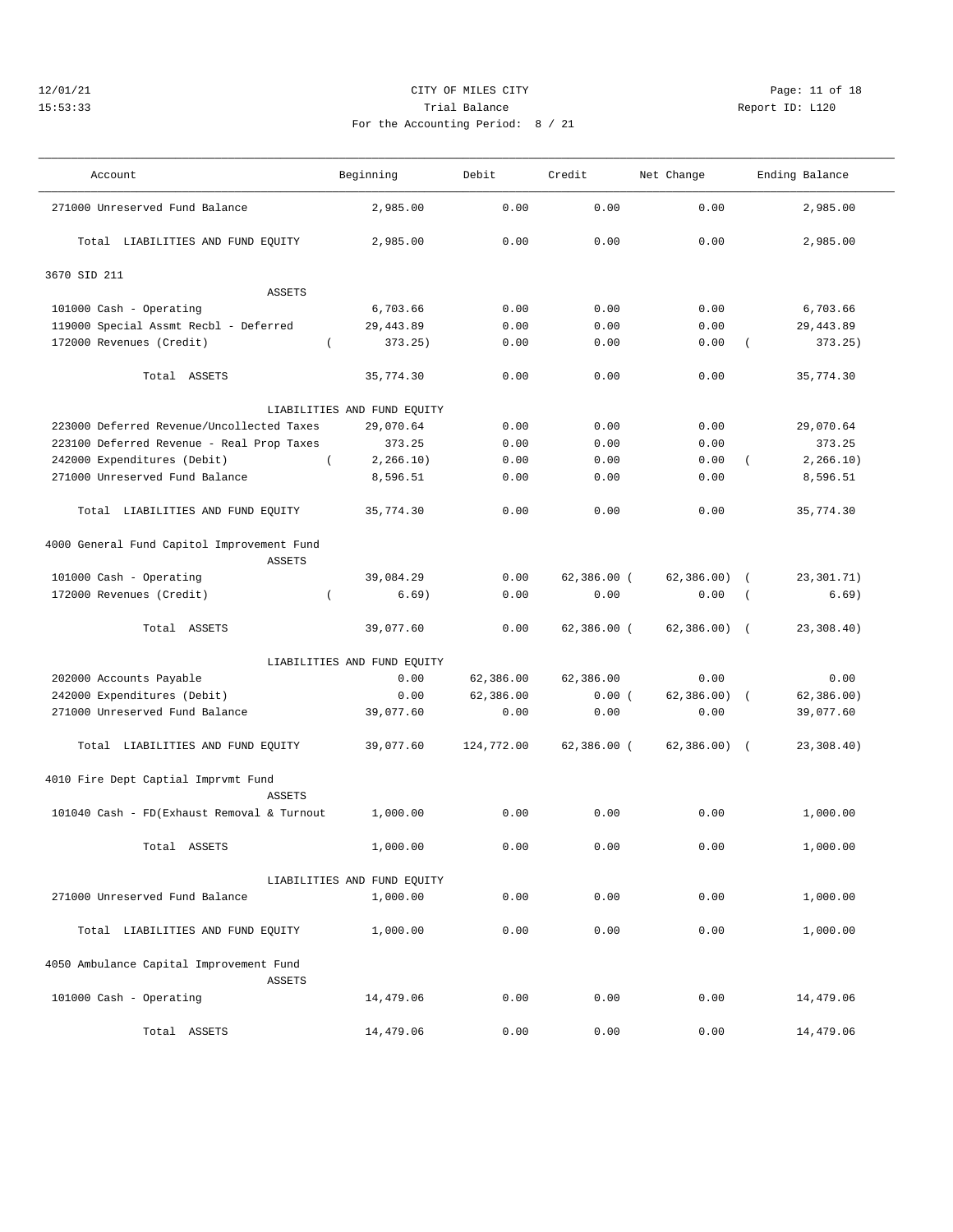CITY OF MILES CITY

Trial Balance

For the Accounting Period: 8 / 21

| Account | Beginning | Debit | Credit | Net Change | Ending Balance |
|---|---|---|---|---|---|
| 271000 Unreserved Fund Balance | 2,985.00 | 0.00 | 0.00 | 0.00 | 2,985.00 |
| Total LIABILITIES AND FUND EQUITY | 2,985.00 | 0.00 | 0.00 | 0.00 | 2,985.00 |
| **3670 SID 211** | | | | | |
| ASSETS | | | | | |
| 101000 Cash - Operating | 6,703.66 | 0.00 | 0.00 | 0.00 | 6,703.66 |
| 119000 Special Assmt Recbl - Deferred | 29,443.89 | 0.00 | 0.00 | 0.00 | 29,443.89 |
| 172000 Revenues (Credit) | ( 373.25) | 0.00 | 0.00 | 0.00 | ( 373.25) |
| Total ASSETS | 35,774.30 | 0.00 | 0.00 | 0.00 | 35,774.30 |
| LIABILITIES AND FUND EQUITY | | | | | |
| 223000 Deferred Revenue/Uncollected Taxes | 29,070.64 | 0.00 | 0.00 | 0.00 | 29,070.64 |
| 223100 Deferred Revenue - Real Prop Taxes | 373.25 | 0.00 | 0.00 | 0.00 | 373.25 |
| 242000 Expenditures (Debit) | ( 2,266.10) | 0.00 | 0.00 | 0.00 | ( 2,266.10) |
| 271000 Unreserved Fund Balance | 8,596.51 | 0.00 | 0.00 | 0.00 | 8,596.51 |
| Total LIABILITIES AND FUND EQUITY | 35,774.30 | 0.00 | 0.00 | 0.00 | 35,774.30 |
| **4000 General Fund Capitol Improvement Fund** | | | | | |
| ASSETS | | | | | |
| 101000 Cash - Operating | 39,084.29 | 0.00 | 62,386.00 | ( 62,386.00) | ( 23,301.71) |
| 172000 Revenues (Credit) | ( 6.69) | 0.00 | 0.00 | 0.00 | ( 6.69) |
| Total ASSETS | 39,077.60 | 0.00 | 62,386.00 | ( 62,386.00) | ( 23,308.40) |
| LIABILITIES AND FUND EQUITY | | | | | |
| 202000 Accounts Payable | 0.00 | 62,386.00 | 62,386.00 | 0.00 | 0.00 |
| 242000 Expenditures (Debit) | 0.00 | 62,386.00 | 0.00 | ( 62,386.00) | ( 62,386.00) |
| 271000 Unreserved Fund Balance | 39,077.60 | 0.00 | 0.00 | 0.00 | 39,077.60 |
| Total LIABILITIES AND FUND EQUITY | 39,077.60 | 124,772.00 | 62,386.00 | ( 62,386.00) | ( 23,308.40) |
| **4010 Fire Dept Captial Imprvmt Fund** | | | | | |
| ASSETS | | | | | |
| 101040 Cash - FD(Exhaust Removal & Turnout | 1,000.00 | 0.00 | 0.00 | 0.00 | 1,000.00 |
| Total ASSETS | 1,000.00 | 0.00 | 0.00 | 0.00 | 1,000.00 |
| LIABILITIES AND FUND EQUITY | | | | | |
| 271000 Unreserved Fund Balance | 1,000.00 | 0.00 | 0.00 | 0.00 | 1,000.00 |
| Total LIABILITIES AND FUND EQUITY | 1,000.00 | 0.00 | 0.00 | 0.00 | 1,000.00 |
| **4050 Ambulance Capital Improvement Fund** | | | | | |
| ASSETS | | | | | |
| 101000 Cash - Operating | 14,479.06 | 0.00 | 0.00 | 0.00 | 14,479.06 |
| Total ASSETS | 14,479.06 | 0.00 | 0.00 | 0.00 | 14,479.06 |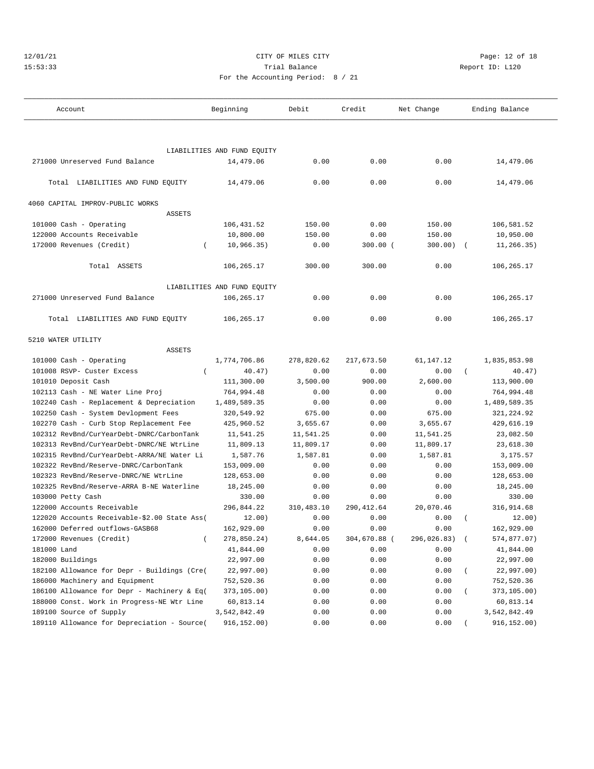CITY OF MILES CITY

Trial Balance

For the Accounting Period: 8 / 21

| Account | Beginning | Debit | Credit | Net Change | Ending Balance |
|---|---|---|---|---|---|
| LIABILITIES AND FUND EQUITY | | | | | |
| 271000 Unreserved Fund Balance | 14,479.06 | 0.00 | 0.00 | 0.00 | 14,479.06 |
| Total LIABILITIES AND FUND EQUITY | 14,479.06 | 0.00 | 0.00 | 0.00 | 14,479.06 |
| 4060 CAPITAL IMPROV-PUBLIC WORKS | | | | | |
| ASSETS | | | | | |
| 101000 Cash - Operating | 106,431.52 | 150.00 | 0.00 | 150.00 | 106,581.52 |
| 122000 Accounts Receivable | 10,800.00 | 150.00 | 0.00 | 150.00 | 10,950.00 |
| 172000 Revenues (Credit) | ( 10,966.35) | 0.00 | 300.00 | ( 300.00) | ( 11,266.35) |
| Total ASSETS | 106,265.17 | 300.00 | 300.00 | 0.00 | 106,265.17 |
| LIABILITIES AND FUND EQUITY | | | | | |
| 271000 Unreserved Fund Balance | 106,265.17 | 0.00 | 0.00 | 0.00 | 106,265.17 |
| Total LIABILITIES AND FUND EQUITY | 106,265.17 | 0.00 | 0.00 | 0.00 | 106,265.17 |
| 5210 WATER UTILITY | | | | | |
| ASSETS | | | | | |
| 101000 Cash - Operating | 1,774,706.86 | 278,820.62 | 217,673.50 | 61,147.12 | 1,835,853.98 |
| 101008 RSVP- Custer Excess | ( 40.47) | 0.00 | 0.00 | 0.00 | ( 40.47) |
| 101010 Deposit Cash | 111,300.00 | 3,500.00 | 900.00 | 2,600.00 | 113,900.00 |
| 102113 Cash - NE Water Line Proj | 764,994.48 | 0.00 | 0.00 | 0.00 | 764,994.48 |
| 102240 Cash - Replacement & Depreciation | 1,489,589.35 | 0.00 | 0.00 | 0.00 | 1,489,589.35 |
| 102250 Cash - System Devlopment Fees | 320,549.92 | 675.00 | 0.00 | 675.00 | 321,224.92 |
| 102270 Cash - Curb Stop Replacement Fee | 425,960.52 | 3,655.67 | 0.00 | 3,655.67 | 429,616.19 |
| 102312 RevBnd/CurYearDebt-DNRC/CarbonTank | 11,541.25 | 11,541.25 | 0.00 | 11,541.25 | 23,082.50 |
| 102313 RevBnd/CurYearDebt-DNRC/NE WtrLine | 11,809.13 | 11,809.17 | 0.00 | 11,809.17 | 23,618.30 |
| 102315 RevBnd/CurYearDebt-ARRA/NE Water Li | 1,587.76 | 1,587.81 | 0.00 | 1,587.81 | 3,175.57 |
| 102322 RevBnd/Reserve-DNRC/CarbonTank | 153,009.00 | 0.00 | 0.00 | 0.00 | 153,009.00 |
| 102323 RevBnd/Reserve-DNRC/NE WtrLine | 128,653.00 | 0.00 | 0.00 | 0.00 | 128,653.00 |
| 102325 RevBnd/Reserve-ARRA B-NE Waterline | 18,245.00 | 0.00 | 0.00 | 0.00 | 18,245.00 |
| 103000 Petty Cash | 330.00 | 0.00 | 0.00 | 0.00 | 330.00 |
| 122000 Accounts Receivable | 296,844.22 | 310,483.10 | 290,412.64 | 20,070.46 | 316,914.68 |
| 122020 Accounts Receivable-$2.00 State Ass | ( 12.00) | 0.00 | 0.00 | 0.00 | ( 12.00) |
| 162000 Deferred outflows-GASB68 | 162,929.00 | 0.00 | 0.00 | 0.00 | 162,929.00 |
| 172000 Revenues (Credit) | ( 278,850.24) | 8,644.05 | 304,670.88 | ( 296,026.83) | ( 574,877.07) |
| 181000 Land | 41,844.00 | 0.00 | 0.00 | 0.00 | 41,844.00 |
| 182000 Buildings | 22,997.00 | 0.00 | 0.00 | 0.00 | 22,997.00 |
| 182100 Allowance for Depr - Buildings (Cre | ( 22,997.00) | 0.00 | 0.00 | 0.00 | ( 22,997.00) |
| 186000 Machinery and Equipment | 752,520.36 | 0.00 | 0.00 | 0.00 | 752,520.36 |
| 186100 Allowance for Depr - Machinery & Eq | ( 373,105.00) | 0.00 | 0.00 | 0.00 | ( 373,105.00) |
| 188000 Const. Work in Progress-NE Wtr Line | 60,813.14 | 0.00 | 0.00 | 0.00 | 60,813.14 |
| 189100 Source of Supply | 3,542,842.49 | 0.00 | 0.00 | 0.00 | 3,542,842.49 |
| 189110 Allowance for Depreciation - Source | ( 916,152.00) | 0.00 | 0.00 | 0.00 | ( 916,152.00) |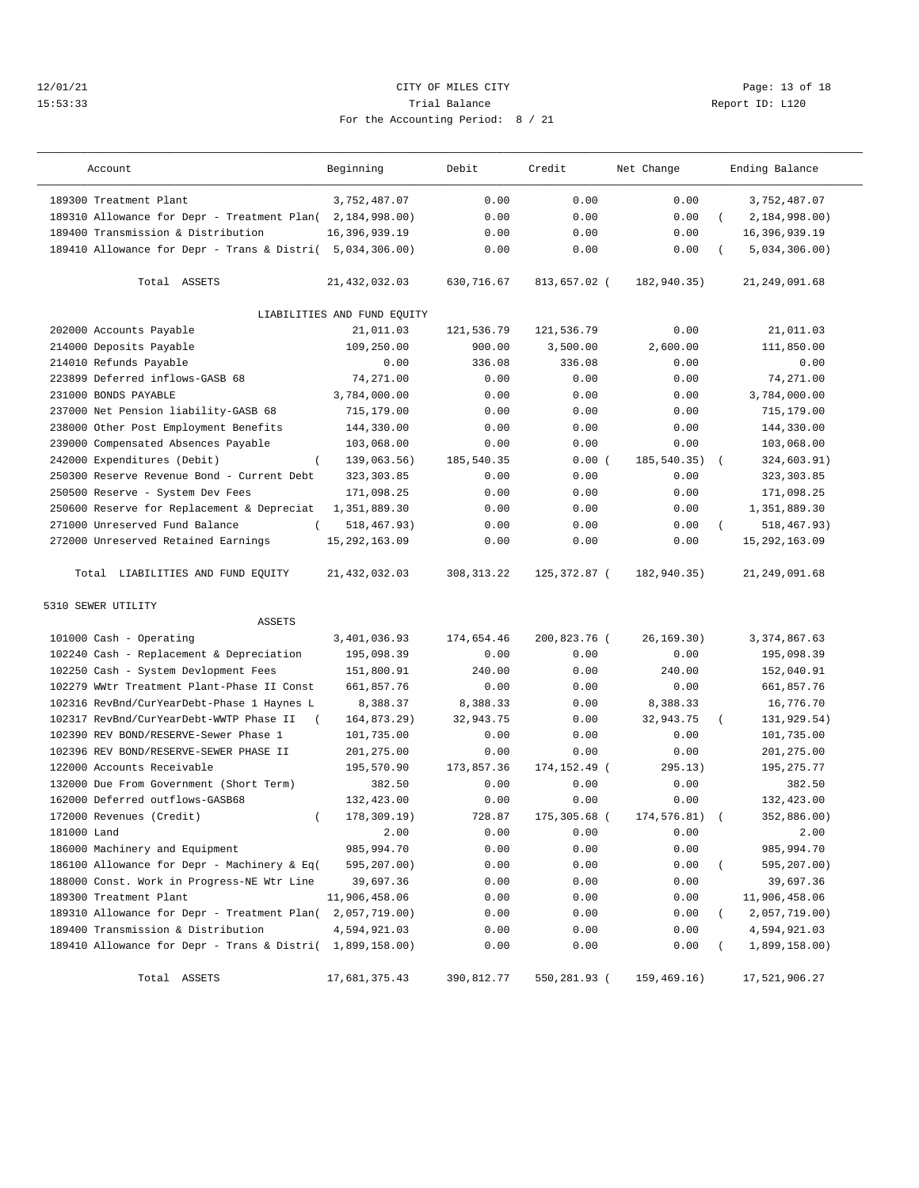12/01/21 CITY OF MILES CITY
15:53:33 Trial Balance Report ID: L120
For the Accounting Period: 8 / 21

| Account | Beginning | Debit | Credit | Net Change | Ending Balance |
|---|---|---|---|---|---|
| 189300 Treatment Plant | 3,752,487.07 | 0.00 | 0.00 | 0.00 | 3,752,487.07 |
| 189310 Allowance for Depr - Treatment Plan | (2,184,998.00) | 0.00 | 0.00 | 0.00 | (2,184,998.00) |
| 189400 Transmission & Distribution | 16,396,939.19 | 0.00 | 0.00 | 0.00 | 16,396,939.19 |
| 189410 Allowance for Depr - Trans & Distri | (5,034,306.00) | 0.00 | 0.00 | 0.00 | (5,034,306.00) |
| Total ASSETS | 21,432,032.03 | 630,716.67 | 813,657.02 | (182,940.35) | 21,249,091.68 |
| LIABILITIES AND FUND EQUITY | | | | | |
| 202000 Accounts Payable | 21,011.03 | 121,536.79 | 121,536.79 | 0.00 | 21,011.03 |
| 214000 Deposits Payable | 109,250.00 | 900.00 | 3,500.00 | 2,600.00 | 111,850.00 |
| 214010 Refunds Payable | 0.00 | 336.08 | 336.08 | 0.00 | 0.00 |
| 223899 Deferred inflows-GASB 68 | 74,271.00 | 0.00 | 0.00 | 0.00 | 74,271.00 |
| 231000 BONDS PAYABLE | 3,784,000.00 | 0.00 | 0.00 | 0.00 | 3,784,000.00 |
| 237000 Net Pension liability-GASB 68 | 715,179.00 | 0.00 | 0.00 | 0.00 | 715,179.00 |
| 238000 Other Post Employment Benefits | 144,330.00 | 0.00 | 0.00 | 0.00 | 144,330.00 |
| 239000 Compensated Absences Payable | 103,068.00 | 0.00 | 0.00 | 0.00 | 103,068.00 |
| 242000 Expenditures (Debit) | (139,063.56) | 185,540.35 | 0.00 | (185,540.35) | (324,603.91) |
| 250300 Reserve Revenue Bond - Current Debt | 323,303.85 | 0.00 | 0.00 | 0.00 | 323,303.85 |
| 250500 Reserve - System Dev Fees | 171,098.25 | 0.00 | 0.00 | 0.00 | 171,098.25 |
| 250600 Reserve for Replacement & Depreciat | 1,351,889.30 | 0.00 | 0.00 | 0.00 | 1,351,889.30 |
| 271000 Unreserved Fund Balance | (518,467.93) | 0.00 | 0.00 | 0.00 | (518,467.93) |
| 272000 Unreserved Retained Earnings | 15,292,163.09 | 0.00 | 0.00 | 0.00 | 15,292,163.09 |
| Total LIABILITIES AND FUND EQUITY | 21,432,032.03 | 308,313.22 | 125,372.87 | (182,940.35) | 21,249,091.68 |
| 5310 SEWER UTILITY | | | | | |
| ASSETS | | | | | |
| 101000 Cash - Operating | 3,401,036.93 | 174,654.46 | 200,823.76 | (26,169.30) | 3,374,867.63 |
| 102240 Cash - Replacement & Depreciation | 195,098.39 | 0.00 | 0.00 | 0.00 | 195,098.39 |
| 102250 Cash - System Devlopment Fees | 151,800.91 | 240.00 | 0.00 | 240.00 | 152,040.91 |
| 102279 WWtr Treatment Plant-Phase II Const | 661,857.76 | 0.00 | 0.00 | 0.00 | 661,857.76 |
| 102316 RevBnd/CurYearDebt-Phase 1 Haynes L | 8,388.37 | 8,388.33 | 0.00 | 8,388.33 | 16,776.70 |
| 102317 RevBnd/CurYearDebt-WWTP Phase II | (164,873.29) | 32,943.75 | 0.00 | 32,943.75 | (131,929.54) |
| 102390 REV BOND/RESERVE-Sewer Phase 1 | 101,735.00 | 0.00 | 0.00 | 0.00 | 101,735.00 |
| 102396 REV BOND/RESERVE-SEWER PHASE II | 201,275.00 | 0.00 | 0.00 | 0.00 | 201,275.00 |
| 122000 Accounts Receivable | 195,570.90 | 173,857.36 | 174,152.49 | (295.13) | 195,275.77 |
| 132000 Due From Government (Short Term) | 382.50 | 0.00 | 0.00 | 0.00 | 382.50 |
| 162000 Deferred outflows-GASB68 | 132,423.00 | 0.00 | 0.00 | 0.00 | 132,423.00 |
| 172000 Revenues (Credit) | (178,309.19) | 728.87 | 175,305.68 | (174,576.81) | (352,886.00) |
| 181000 Land | 2.00 | 0.00 | 0.00 | 0.00 | 2.00 |
| 186000 Machinery and Equipment | 985,994.70 | 0.00 | 0.00 | 0.00 | 985,994.70 |
| 186100 Allowance for Depr - Machinery & Eq | (595,207.00) | 0.00 | 0.00 | 0.00 | (595,207.00) |
| 188000 Const. Work in Progress-NE Wtr Line | 39,697.36 | 0.00 | 0.00 | 0.00 | 39,697.36 |
| 189300 Treatment Plant | 11,906,458.06 | 0.00 | 0.00 | 0.00 | 11,906,458.06 |
| 189310 Allowance for Depr - Treatment Plan | (2,057,719.00) | 0.00 | 0.00 | 0.00 | (2,057,719.00) |
| 189400 Transmission & Distribution | 4,594,921.03 | 0.00 | 0.00 | 0.00 | 4,594,921.03 |
| 189410 Allowance for Depr - Trans & Distri | (1,899,158.00) | 0.00 | 0.00 | 0.00 | (1,899,158.00) |
| Total ASSETS | 17,681,375.43 | 390,812.77 | 550,281.93 | (159,469.16) | 17,521,906.27 |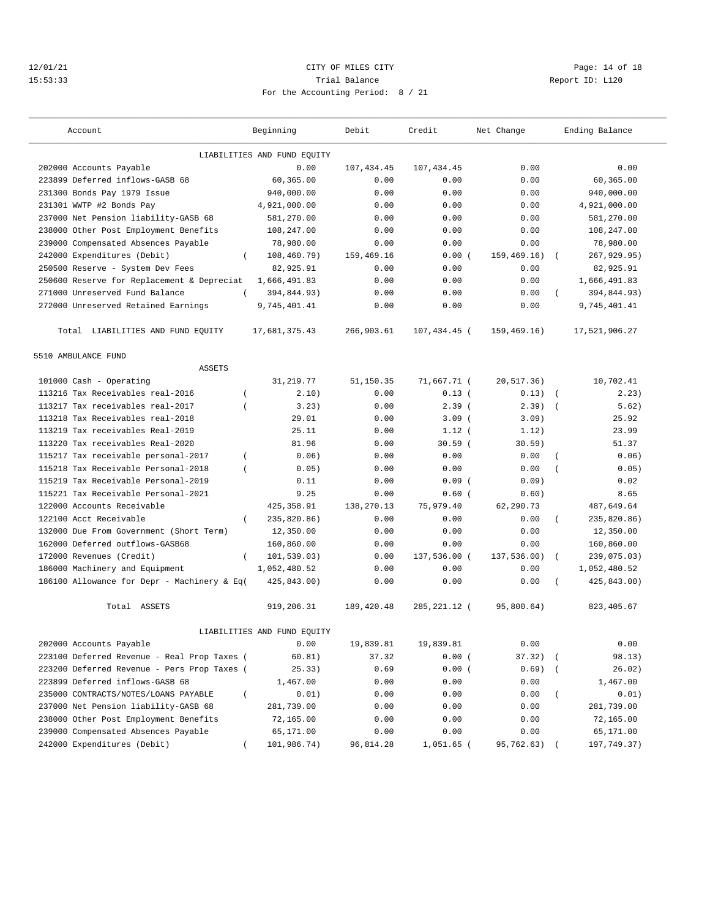CITY OF MILES CITY
Trial Balance
For the Accounting Period: 8 / 21

12/01/21
15:53:33

Report ID: L120

| Account | Beginning | Debit | Credit | Net Change | Ending Balance |
|---|---|---|---|---|---|
| LIABILITIES AND FUND EQUITY | | | | | |
| 202000 Accounts Payable | 0.00 | 107,434.45 | 107,434.45 | 0.00 | 0.00 |
| 223899 Deferred inflows-GASB 68 | 60,365.00 | 0.00 | 0.00 | 0.00 | 60,365.00 |
| 231300 Bonds Pay 1979 Issue | 940,000.00 | 0.00 | 0.00 | 0.00 | 940,000.00 |
| 231301 WWTP #2 Bonds Pay | 4,921,000.00 | 0.00 | 0.00 | 0.00 | 4,921,000.00 |
| 237000 Net Pension liability-GASB 68 | 581,270.00 | 0.00 | 0.00 | 0.00 | 581,270.00 |
| 238000 Other Post Employment Benefits | 108,247.00 | 0.00 | 0.00 | 0.00 | 108,247.00 |
| 239000 Compensated Absences Payable | 78,980.00 | 0.00 | 0.00 | 0.00 | 78,980.00 |
| 242000 Expenditures (Debit) | ( 108,460.79) | 159,469.16 | 0.00 | ( 159,469.16) | ( 267,929.95) |
| 250500 Reserve - System Dev Fees | 82,925.91 | 0.00 | 0.00 | 0.00 | 82,925.91 |
| 250600 Reserve for Replacement & Depreciat | 1,666,491.83 | 0.00 | 0.00 | 0.00 | 1,666,491.83 |
| 271000 Unreserved Fund Balance | ( 394,844.93) | 0.00 | 0.00 | 0.00 | ( 394,844.93) |
| 272000 Unreserved Retained Earnings | 9,745,401.41 | 0.00 | 0.00 | 0.00 | 9,745,401.41 |
| Total LIABILITIES AND FUND EQUITY | 17,681,375.43 | 266,903.61 | 107,434.45 | ( 159,469.16) | 17,521,906.27 |
| 5510 AMBULANCE FUND | | | | | |
| ASSETS | | | | | |
| 101000 Cash - Operating | 31,219.77 | 51,150.35 | 71,667.71 | ( 20,517.36) | 10,702.41 |
| 113216 Tax Receivables real-2016 | ( 2.10) | 0.00 | 0.13 | ( 0.13) | ( 2.23) |
| 113217 Tax receivables real-2017 | ( 3.23) | 0.00 | 2.39 | ( 2.39) | ( 5.62) |
| 113218 Tax Receivables real-2018 | 29.01 | 0.00 | 3.09 | ( 3.09) | 25.92 |
| 113219 Tax receivables Real-2019 | 25.11 | 0.00 | 1.12 | ( 1.12) | 23.99 |
| 113220 Tax receivables Real-2020 | 81.96 | 0.00 | 30.59 | ( 30.59) | 51.37 |
| 115217 Tax receivable personal-2017 | ( 0.06) | 0.00 | 0.00 | 0.00 | ( 0.06) |
| 115218 Tax Receivable Personal-2018 | ( 0.05) | 0.00 | 0.00 | 0.00 | ( 0.05) |
| 115219 Tax Receivable Personal-2019 | 0.11 | 0.00 | 0.09 | ( 0.09) | 0.02 |
| 115221 Tax Receivable Personal-2021 | 9.25 | 0.00 | 0.60 | ( 0.60) | 8.65 |
| 122000 Accounts Receivable | 425,358.91 | 138,270.13 | 75,979.40 | 62,290.73 | 487,649.64 |
| 122100 Acct Receivable | ( 235,820.86) | 0.00 | 0.00 | 0.00 | ( 235,820.86) |
| 132000 Due From Government (Short Term) | 12,350.00 | 0.00 | 0.00 | 0.00 | 12,350.00 |
| 162000 Deferred outflows-GASB68 | 160,860.00 | 0.00 | 0.00 | 0.00 | 160,860.00 |
| 172000 Revenues (Credit) | ( 101,539.03) | 0.00 | 137,536.00 | ( 137,536.00) | ( 239,075.03) |
| 186000 Machinery and Equipment | 1,052,480.52 | 0.00 | 0.00 | 0.00 | 1,052,480.52 |
| 186100 Allowance for Depr - Machinery & Eq | ( 425,843.00) | 0.00 | 0.00 | 0.00 | ( 425,843.00) |
| Total ASSETS | 919,206.31 | 189,420.48 | 285,221.12 | ( 95,800.64) | 823,405.67 |
| LIABILITIES AND FUND EQUITY | | | | | |
| 202000 Accounts Payable | 0.00 | 19,839.81 | 19,839.81 | 0.00 | 0.00 |
| 223100 Deferred Revenue - Real Prop Taxes | ( 60.81) | 37.32 | 0.00 | ( 37.32) | ( 98.13) |
| 223200 Deferred Revenue - Pers Prop Taxes | ( 25.33) | 0.69 | 0.00 | ( 0.69) | ( 26.02) |
| 223899 Deferred inflows-GASB 68 | 1,467.00 | 0.00 | 0.00 | 0.00 | 1,467.00 |
| 235000 CONTRACTS/NOTES/LOANS PAYABLE | ( 0.01) | 0.00 | 0.00 | 0.00 | ( 0.01) |
| 237000 Net Pension liability-GASB 68 | 281,739.00 | 0.00 | 0.00 | 0.00 | 281,739.00 |
| 238000 Other Post Employment Benefits | 72,165.00 | 0.00 | 0.00 | 0.00 | 72,165.00 |
| 239000 Compensated Absences Payable | 65,171.00 | 0.00 | 0.00 | 0.00 | 65,171.00 |
| 242000 Expenditures (Debit) | ( 101,986.74) | 96,814.28 | 1,051.65 | ( 95,762.63) | ( 197,749.37) |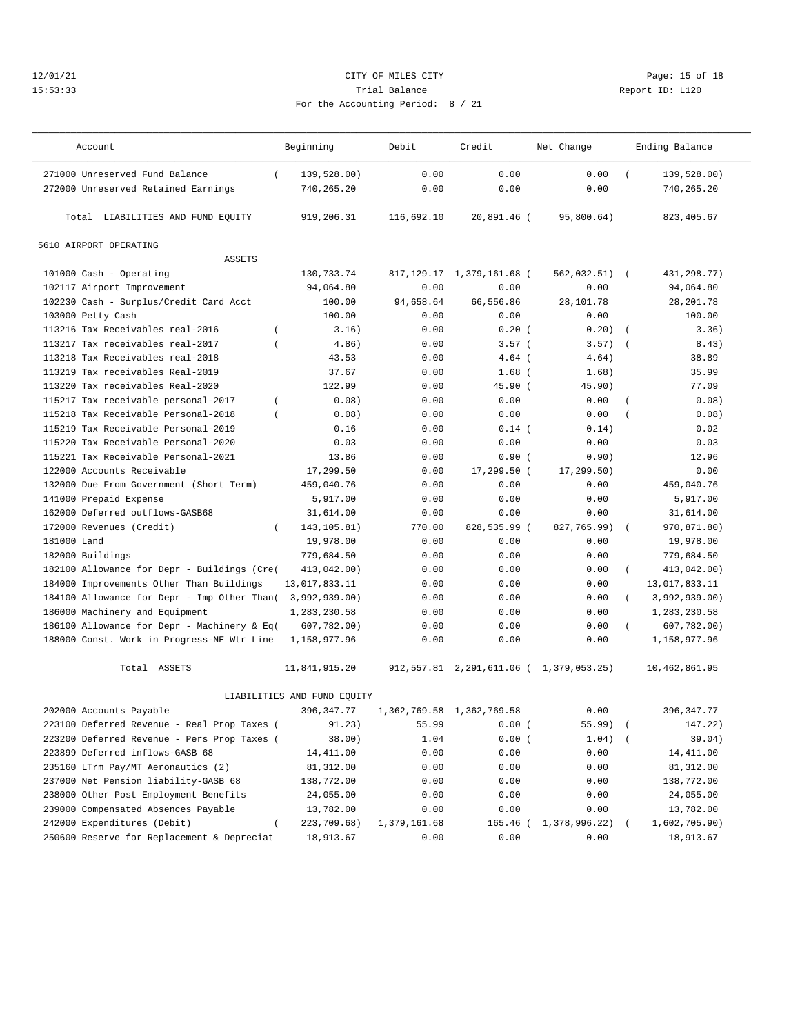12/01/21 CITY OF MILES CITY
15:53:33 Trial Balance Report ID: L120
For the Accounting Period: 8 / 21

| Account | Beginning | Debit | Credit | Net Change | Ending Balance |
|---|---|---|---|---|---|
| 271000 Unreserved Fund Balance | ( 139,528.00) | 0.00 | 0.00 | 0.00 | ( 139,528.00) |
| 272000 Unreserved Retained Earnings | 740,265.20 | 0.00 | 0.00 | 0.00 | 740,265.20 |
| Total LIABILITIES AND FUND EQUITY | 919,206.31 | 116,692.10 | 20,891.46 | ( 95,800.64) | 823,405.67 |
| 5610 AIRPORT OPERATING | | | | | |
| ASSETS | | | | | |
| 101000 Cash - Operating | 130,733.74 | 817,129.17 | 1,379,161.68 | ( 562,032.51) | ( 431,298.77) |
| 102117 Airport Improvement | 94,064.80 | 0.00 | 0.00 | 0.00 | 94,064.80 |
| 102230 Cash - Surplus/Credit Card Acct | 100.00 | 94,658.64 | 66,556.86 | 28,101.78 | 28,201.78 |
| 103000 Petty Cash | 100.00 | 0.00 | 0.00 | 0.00 | 100.00 |
| 113216 Tax Receivables real-2016 | ( 3.16) | 0.00 | 0.20 | ( 0.20) | ( 3.36) |
| 113217 Tax receivables real-2017 | ( 4.86) | 0.00 | 3.57 | ( 3.57) | ( 8.43) |
| 113218 Tax Receivables real-2018 | 43.53 | 0.00 | 4.64 | ( 4.64) | 38.89 |
| 113219 Tax receivables Real-2019 | 37.67 | 0.00 | 1.68 | ( 1.68) | 35.99 |
| 113220 Tax receivables Real-2020 | 122.99 | 0.00 | 45.90 | ( 45.90) | 77.09 |
| 115217 Tax receivable personal-2017 | ( 0.08) | 0.00 | 0.00 | 0.00 | ( 0.08) |
| 115218 Tax Receivable Personal-2018 | ( 0.08) | 0.00 | 0.00 | 0.00 | ( 0.08) |
| 115219 Tax Receivable Personal-2019 | 0.16 | 0.00 | 0.14 | ( 0.14) | 0.02 |
| 115220 Tax Receivable Personal-2020 | 0.03 | 0.00 | 0.00 | 0.00 | 0.03 |
| 115221 Tax Receivable Personal-2021 | 13.86 | 0.00 | 0.90 | ( 0.90) | 12.96 |
| 122000 Accounts Receivable | 17,299.50 | 0.00 | 17,299.50 | ( 17,299.50) | 0.00 |
| 132000 Due From Government (Short Term) | 459,040.76 | 0.00 | 0.00 | 0.00 | 459,040.76 |
| 141000 Prepaid Expense | 5,917.00 | 0.00 | 0.00 | 0.00 | 5,917.00 |
| 162000 Deferred outflows-GASB68 | 31,614.00 | 0.00 | 0.00 | 0.00 | 31,614.00 |
| 172000 Revenues (Credit) | ( 143,105.81) | 770.00 | 828,535.99 | ( 827,765.99) | ( 970,871.80) |
| 181000 Land | 19,978.00 | 0.00 | 0.00 | 0.00 | 19,978.00 |
| 182000 Buildings | 779,684.50 | 0.00 | 0.00 | 0.00 | 779,684.50 |
| 182100 Allowance for Depr - Buildings (Cre( | 413,042.00) | 0.00 | 0.00 | 0.00 | ( 413,042.00) |
| 184000 Improvements Other Than Buildings | 13,017,833.11 | 0.00 | 0.00 | 0.00 | 13,017,833.11 |
| 184100 Allowance for Depr - Imp Other Than( | 3,992,939.00) | 0.00 | 0.00 | 0.00 | ( 3,992,939.00) |
| 186000 Machinery and Equipment | 1,283,230.58 | 0.00 | 0.00 | 0.00 | 1,283,230.58 |
| 186100 Allowance for Depr - Machinery & Eq( | 607,782.00) | 0.00 | 0.00 | 0.00 | ( 607,782.00) |
| 188000 Const. Work in Progress-NE Wtr Line | 1,158,977.96 | 0.00 | 0.00 | 0.00 | 1,158,977.96 |
| Total ASSETS | 11,841,915.20 | 912,557.81 | 2,291,611.06 | ( 1,379,053.25) | 10,462,861.95 |
| LIABILITIES AND FUND EQUITY | | | | | |
| 202000 Accounts Payable | 396,347.77 | 1,362,769.58 | 1,362,769.58 | 0.00 | 396,347.77 |
| 223100 Deferred Revenue - Real Prop Taxes ( | 91.23) | 55.99 | 0.00 | ( 55.99) | ( 147.22) |
| 223200 Deferred Revenue - Pers Prop Taxes ( | 38.00) | 1.04 | 0.00 | ( 1.04) | ( 39.04) |
| 223899 Deferred inflows-GASB 68 | 14,411.00 | 0.00 | 0.00 | 0.00 | 14,411.00 |
| 235160 LTrm Pay/MT Aeronautics (2) | 81,312.00 | 0.00 | 0.00 | 0.00 | 81,312.00 |
| 237000 Net Pension liability-GASB 68 | 138,772.00 | 0.00 | 0.00 | 0.00 | 138,772.00 |
| 238000 Other Post Employment Benefits | 24,055.00 | 0.00 | 0.00 | 0.00 | 24,055.00 |
| 239000 Compensated Absences Payable | 13,782.00 | 0.00 | 0.00 | 0.00 | 13,782.00 |
| 242000 Expenditures (Debit) | ( 223,709.68) | 1,379,161.68 | 165.46 | ( 1,378,996.22) | ( 1,602,705.90) |
| 250600 Reserve for Replacement & Depreciat | 18,913.67 | 0.00 | 0.00 | 0.00 | 18,913.67 |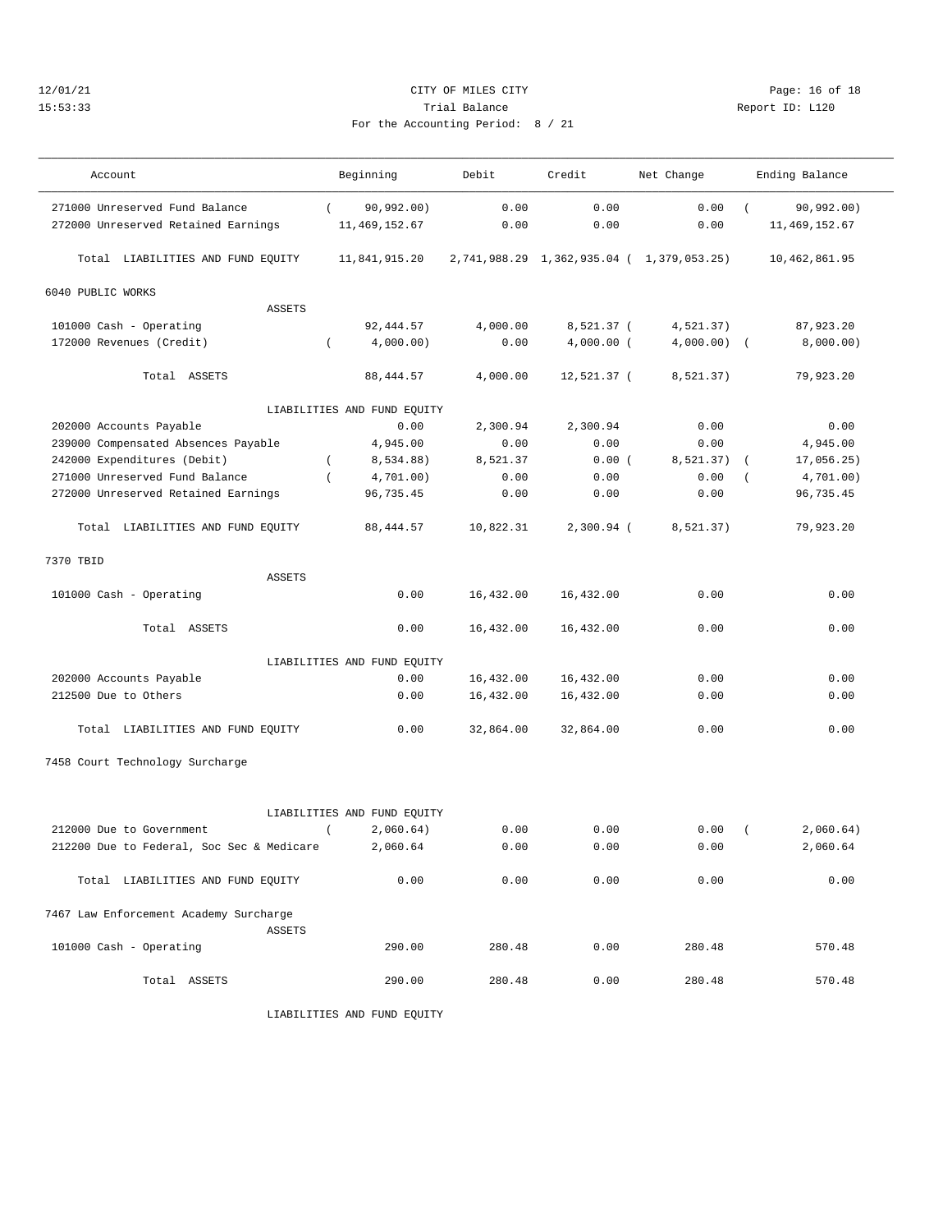CITY OF MILES CITY
Trial Balance
For the Accounting Period: 8 / 21

12/01/21
15:53:33

Report ID: L120

| Account | Beginning | Debit | Credit | Net Change | Ending Balance |
|---|---|---|---|---|---|
| 271000 Unreserved Fund Balance | ( 90,992.00) | 0.00 | 0.00 | 0.00 | ( 90,992.00) |
| 272000 Unreserved Retained Earnings | 11,469,152.67 | 0.00 | 0.00 | 0.00 | 11,469,152.67 |
| Total LIABILITIES AND FUND EQUITY | 11,841,915.20 | 2,741,988.29 | 1,362,935.04 | ( 1,379,053.25) | 10,462,861.95 |
| **6040 PUBLIC WORKS** | | | | | |
| ASSETS | | | | | |
| 101000 Cash - Operating | 92,444.57 | 4,000.00 | 8,521.37 | ( 4,521.37) | 87,923.20 |
| 172000 Revenues (Credit) | ( 4,000.00) | 0.00 | 4,000.00 | ( 4,000.00) | ( 8,000.00) |
| Total ASSETS | 88,444.57 | 4,000.00 | 12,521.37 | ( 8,521.37) | 79,923.20 |
| LIABILITIES AND FUND EQUITY | | | | | |
| 202000 Accounts Payable | 0.00 | 2,300.94 | 2,300.94 | 0.00 | 0.00 |
| 239000 Compensated Absences Payable | 4,945.00 | 0.00 | 0.00 | 0.00 | 4,945.00 |
| 242000 Expenditures (Debit) | ( 8,534.88) | 8,521.37 | 0.00 | ( 8,521.37) | ( 17,056.25) |
| 271000 Unreserved Fund Balance | ( 4,701.00) | 0.00 | 0.00 | 0.00 | ( 4,701.00) |
| 272000 Unreserved Retained Earnings | 96,735.45 | 0.00 | 0.00 | 0.00 | 96,735.45 |
| Total LIABILITIES AND FUND EQUITY | 88,444.57 | 10,822.31 | 2,300.94 | ( 8,521.37) | 79,923.20 |
| **7370 TBID** | | | | | |
| ASSETS | | | | | |
| 101000 Cash - Operating | 0.00 | 16,432.00 | 16,432.00 | 0.00 | 0.00 |
| Total ASSETS | 0.00 | 16,432.00 | 16,432.00 | 0.00 | 0.00 |
| LIABILITIES AND FUND EQUITY | | | | | |
| 202000 Accounts Payable | 0.00 | 16,432.00 | 16,432.00 | 0.00 | 0.00 |
| 212500 Due to Others | 0.00 | 16,432.00 | 16,432.00 | 0.00 | 0.00 |
| Total LIABILITIES AND FUND EQUITY | 0.00 | 32,864.00 | 32,864.00 | 0.00 | 0.00 |
| **7458 Court Technology Surcharge** | | | | | |
| LIABILITIES AND FUND EQUITY | | | | | |
| 212000 Due to Government | ( 2,060.64) | 0.00 | 0.00 | 0.00 | ( 2,060.64) |
| 212200 Due to Federal, Soc Sec & Medicare | 2,060.64 | 0.00 | 0.00 | 0.00 | 2,060.64 |
| Total LIABILITIES AND FUND EQUITY | 0.00 | 0.00 | 0.00 | 0.00 | 0.00 |
| **7467 Law Enforcement Academy Surcharge** | | | | | |
| ASSETS | | | | | |
| 101000 Cash - Operating | 290.00 | 280.48 | 0.00 | 280.48 | 570.48 |
| Total ASSETS | 290.00 | 280.48 | 0.00 | 280.48 | 570.48 |
| LIABILITIES AND FUND EQUITY | | | | | |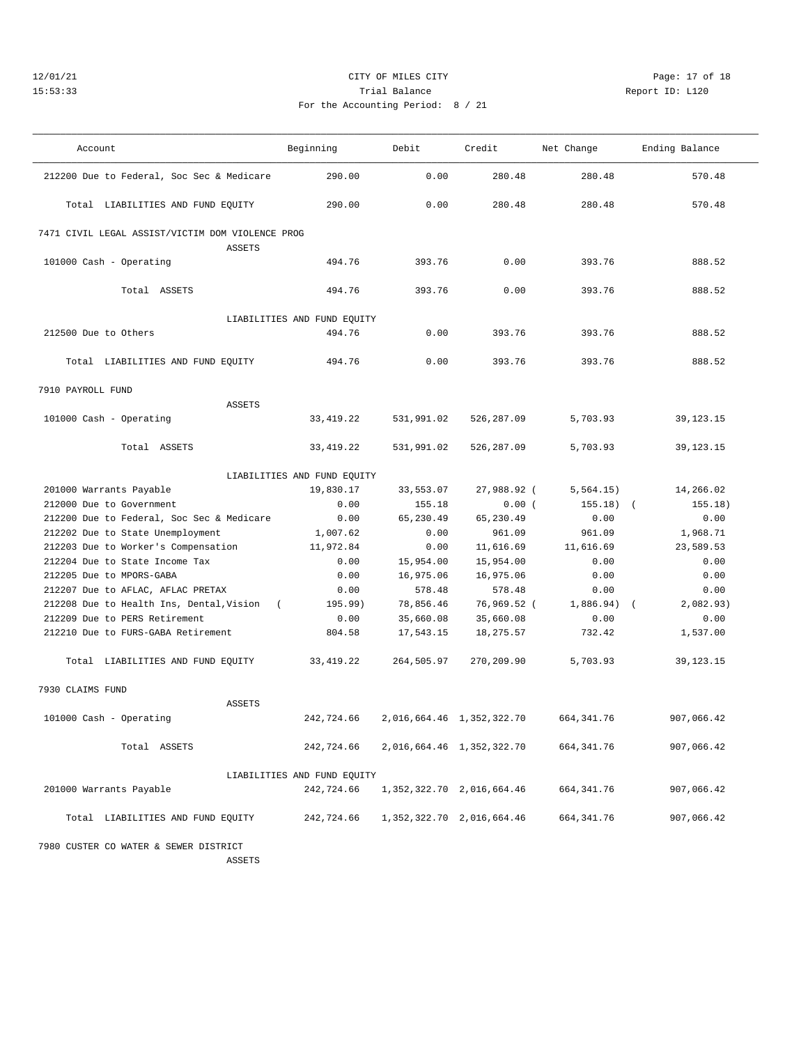CITY OF MILES CITY
Trial Balance
For the Accounting Period: 8 / 21

| Account | Beginning | Debit | Credit | Net Change | Ending Balance |
|---|---|---|---|---|---|
| 212200 Due to Federal, Soc Sec & Medicare | 290.00 | 0.00 | 280.48 | 280.48 | 570.48 |
| Total LIABILITIES AND FUND EQUITY | 290.00 | 0.00 | 280.48 | 280.48 | 570.48 |
| **7471 CIVIL LEGAL ASSIST/VICTIM DOM VIOLENCE PROG** | | | | | |
| ASSETS | | | | | |
| 101000 Cash - Operating | 494.76 | 393.76 | 0.00 | 393.76 | 888.52 |
| Total ASSETS | 494.76 | 393.76 | 0.00 | 393.76 | 888.52 |
| LIABILITIES AND FUND EQUITY | | | | | |
| 212500 Due to Others | 494.76 | 0.00 | 393.76 | 393.76 | 888.52 |
| Total LIABILITIES AND FUND EQUITY | 494.76 | 0.00 | 393.76 | 393.76 | 888.52 |
| **7910 PAYROLL FUND** | | | | | |
| ASSETS | | | | | |
| 101000 Cash - Operating | 33,419.22 | 531,991.02 | 526,287.09 | 5,703.93 | 39,123.15 |
| Total ASSETS | 33,419.22 | 531,991.02 | 526,287.09 | 5,703.93 | 39,123.15 |
| LIABILITIES AND FUND EQUITY | | | | | |
| 201000 Warrants Payable | 19,830.17 | 33,553.07 | 27,988.92 | ( 5,564.15) | 14,266.02 |
| 212000 Due to Government | 0.00 | 155.18 | 0.00 | ( 155.18) | ( 155.18) |
| 212200 Due to Federal, Soc Sec & Medicare | 0.00 | 65,230.49 | 65,230.49 | 0.00 | 0.00 |
| 212202 Due to State Unemployment | 1,007.62 | 0.00 | 961.09 | 961.09 | 1,968.71 |
| 212203 Due to Worker's Compensation | 11,972.84 | 0.00 | 11,616.69 | 11,616.69 | 23,589.53 |
| 212204 Due to State Income Tax | 0.00 | 15,954.00 | 15,954.00 | 0.00 | 0.00 |
| 212205 Due to MPORS-GABA | 0.00 | 16,975.06 | 16,975.06 | 0.00 | 0.00 |
| 212207 Due to AFLAC, AFLAC PRETAX | 0.00 | 578.48 | 578.48 | 0.00 | 0.00 |
| 212208 Due to Health Ins, Dental,Vision | ( 195.99) | 78,856.46 | 76,969.52 | ( 1,886.94) | ( 2,082.93) |
| 212209 Due to PERS Retirement | 0.00 | 35,660.08 | 35,660.08 | 0.00 | 0.00 |
| 212210 Due to FURS-GABA Retirement | 804.58 | 17,543.15 | 18,275.57 | 732.42 | 1,537.00 |
| Total LIABILITIES AND FUND EQUITY | 33,419.22 | 264,505.97 | 270,209.90 | 5,703.93 | 39,123.15 |
| **7930 CLAIMS FUND** | | | | | |
| ASSETS | | | | | |
| 101000 Cash - Operating | 242,724.66 | 2,016,664.46 | 1,352,322.70 | 664,341.76 | 907,066.42 |
| Total ASSETS | 242,724.66 | 2,016,664.46 | 1,352,322.70 | 664,341.76 | 907,066.42 |
| LIABILITIES AND FUND EQUITY | | | | | |
| 201000 Warrants Payable | 242,724.66 | 1,352,322.70 | 2,016,664.46 | 664,341.76 | 907,066.42 |
| Total LIABILITIES AND FUND EQUITY | 242,724.66 | 1,352,322.70 | 2,016,664.46 | 664,341.76 | 907,066.42 |
| **7980 CUSTER CO WATER & SEWER DISTRICT** | | | | | |
| ASSETS | | | | | |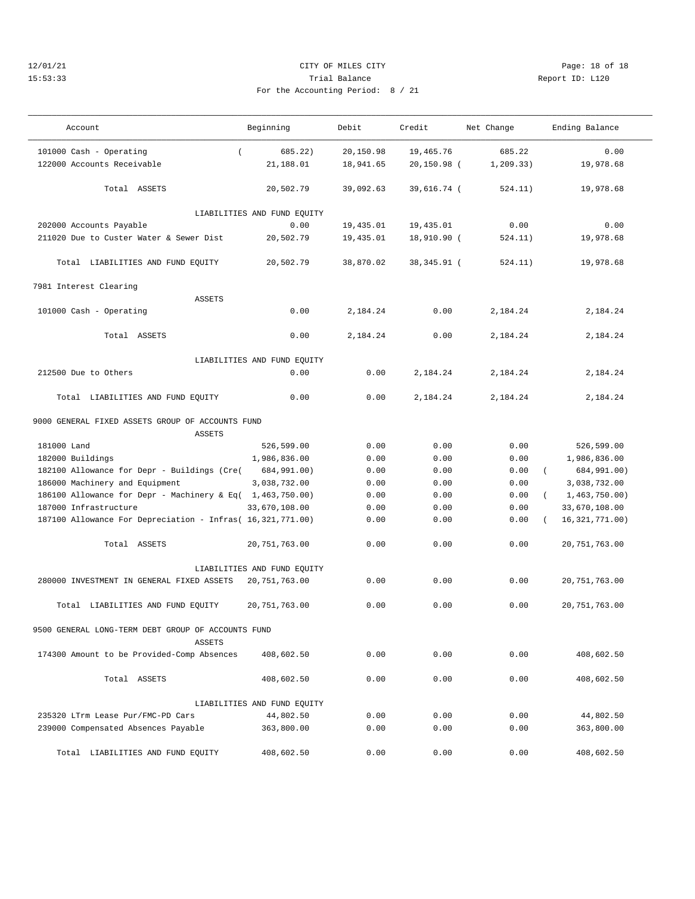CITY OF MILES CITY
Trial Balance
For the Accounting Period: 8 / 21

12/01/21
15:53:33

Report ID: L120

| Account | Beginning | Debit | Credit | Net Change | Ending Balance |
|---|---|---|---|---|---|
| 101000 Cash - Operating | ( 685.22) | 20,150.98 | 19,465.76 | 685.22 | 0.00 |
| 122000 Accounts Receivable | 21,188.01 | 18,941.65 | 20,150.98 ( | 1,209.33) | 19,978.68 |
| Total ASSETS | 20,502.79 | 39,092.63 | 39,616.74 ( | 524.11) | 19,978.68 |
| LIABILITIES AND FUND EQUITY | | | | | |
| 202000 Accounts Payable | 0.00 | 19,435.01 | 19,435.01 | 0.00 | 0.00 |
| 211020 Due to Custer Water & Sewer Dist | 20,502.79 | 19,435.01 | 18,910.90 ( | 524.11) | 19,978.68 |
| Total LIABILITIES AND FUND EQUITY | 20,502.79 | 38,870.02 | 38,345.91 ( | 524.11) | 19,978.68 |
| 7981 Interest Clearing | | | | | |
| ASSETS | | | | | |
| 101000 Cash - Operating | 0.00 | 2,184.24 | 0.00 | 2,184.24 | 2,184.24 |
| Total ASSETS | 0.00 | 2,184.24 | 0.00 | 2,184.24 | 2,184.24 |
| LIABILITIES AND FUND EQUITY | | | | | |
| 212500 Due to Others | 0.00 | 0.00 | 2,184.24 | 2,184.24 | 2,184.24 |
| Total LIABILITIES AND FUND EQUITY | 0.00 | 0.00 | 2,184.24 | 2,184.24 | 2,184.24 |
| 9000 GENERAL FIXED ASSETS GROUP OF ACCOUNTS FUND | | | | | |
| ASSETS | | | | | |
| 181000 Land | 526,599.00 | 0.00 | 0.00 | 0.00 | 526,599.00 |
| 182000 Buildings | 1,986,836.00 | 0.00 | 0.00 | 0.00 | 1,986,836.00 |
| 182100 Allowance for Depr - Buildings (Cre( | 684,991.00) | 0.00 | 0.00 | 0.00 | ( 684,991.00) |
| 186000 Machinery and Equipment | 3,038,732.00 | 0.00 | 0.00 | 0.00 | 3,038,732.00 |
| 186100 Allowance for Depr - Machinery & Eq( | 1,463,750.00) | 0.00 | 0.00 | 0.00 | ( 1,463,750.00) |
| 187000 Infrastructure | 33,670,108.00 | 0.00 | 0.00 | 0.00 | 33,670,108.00 |
| 187100 Allowance For Depreciation - Infras( | 16,321,771.00) | 0.00 | 0.00 | 0.00 | ( 16,321,771.00) |
| Total ASSETS | 20,751,763.00 | 0.00 | 0.00 | 0.00 | 20,751,763.00 |
| LIABILITIES AND FUND EQUITY | | | | | |
| 280000 INVESTMENT IN GENERAL FIXED ASSETS | 20,751,763.00 | 0.00 | 0.00 | 0.00 | 20,751,763.00 |
| Total LIABILITIES AND FUND EQUITY | 20,751,763.00 | 0.00 | 0.00 | 0.00 | 20,751,763.00 |
| 9500 GENERAL LONG-TERM DEBT GROUP OF ACCOUNTS FUND | | | | | |
| ASSETS | | | | | |
| 174300 Amount to be Provided-Comp Absences | 408,602.50 | 0.00 | 0.00 | 0.00 | 408,602.50 |
| Total ASSETS | 408,602.50 | 0.00 | 0.00 | 0.00 | 408,602.50 |
| LIABILITIES AND FUND EQUITY | | | | | |
| 235320 LTrm Lease Pur/FMC-PD Cars | 44,802.50 | 0.00 | 0.00 | 0.00 | 44,802.50 |
| 239000 Compensated Absences Payable | 363,800.00 | 0.00 | 0.00 | 0.00 | 363,800.00 |
| Total LIABILITIES AND FUND EQUITY | 408,602.50 | 0.00 | 0.00 | 0.00 | 408,602.50 |